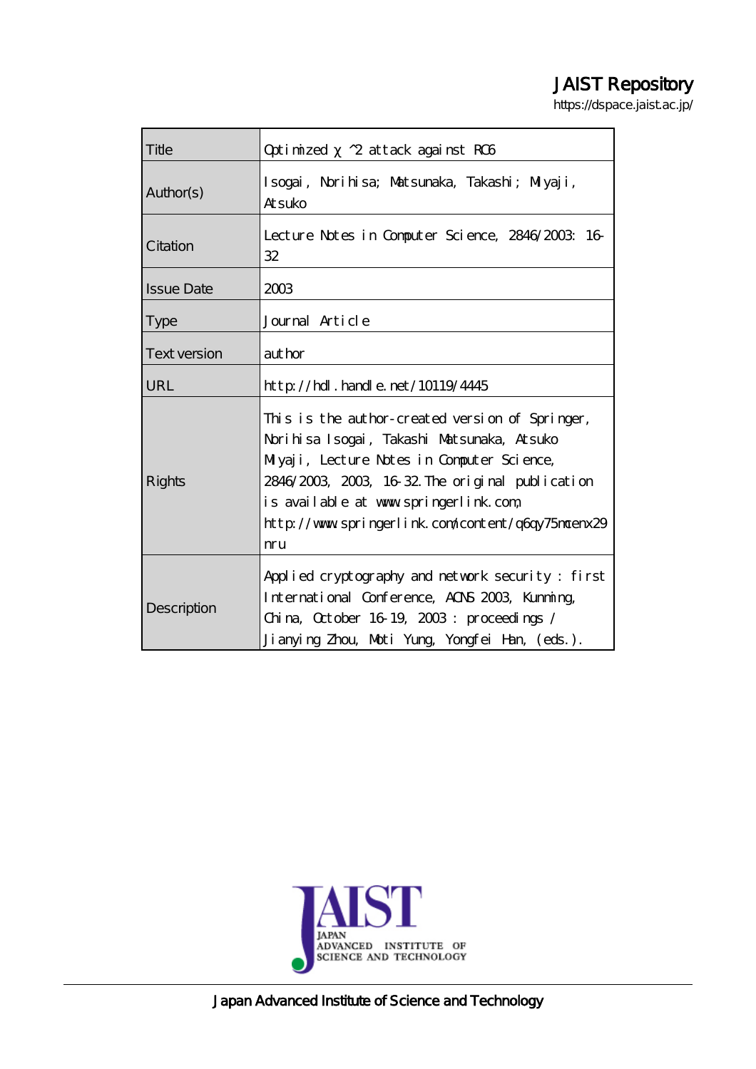JAIST Repository

https://dspace.jaist.ac.jp/

| | |
|---|---|
| Title | Optimized χ^2 attack against RC6 |
| Author(s) | Isogai, Norihisa; Matsunaka, Takashi; Miyaji, Atsuko |
| Citation | Lecture Notes in Computer Science, 2846/2003: 16-32 |
| Issue Date | 2003 |
| Type | Journal Article |
| Text version | author |
| URL | http://hdl.handle.net/10119/4445 |
| Rights | This is the author-created version of Springer, Norihisa Isogai, Takashi Matsunaka, Atsuko Miyaji, Lecture Notes in Computer Science, 2846/2003, 2003, 16-32. The original publication is available at www.springerlink.com, http://www.springerlink.com/content/q6cqy75mcenx29nru |
| Description | Applied cryptography and network security : first International Conference, ACNS 2003, Kunming, China, October 16-19, 2003 : proceedings / Jianying Zhou, Moti Yung, Yongfei Han, (eds.). |

JAIST JAPAN ADVANCED INSTITUTE OF SCIENCE AND TECHNOLOGY

Japan Advanced Institute of Science and Technology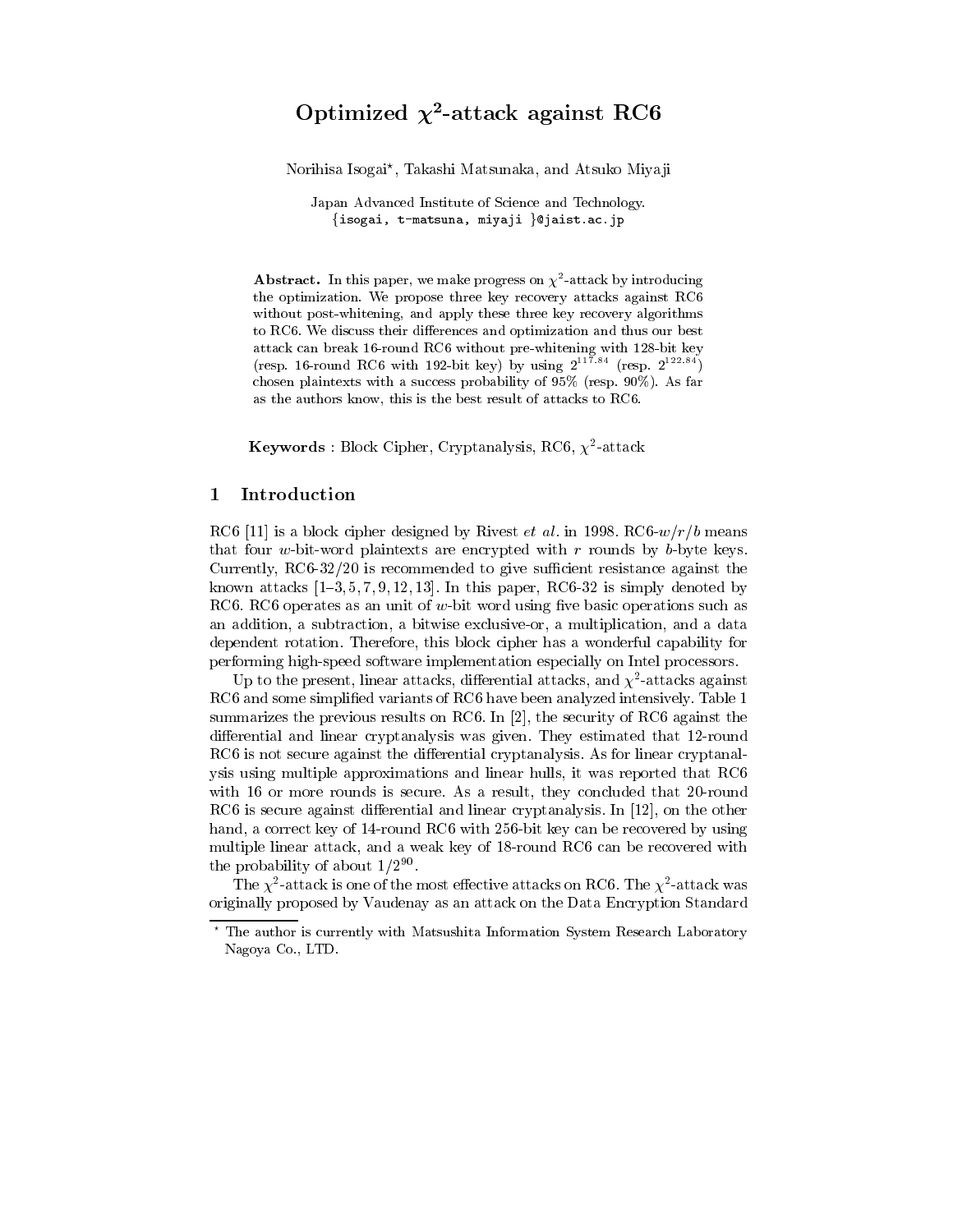# Optimized $\chi^2$-attack against RC6

Norihisa Isogai*, Takashi Matsunaka, and Atsuko Miyaji

Japan Advanced Institute of Science and Technology.
{isogai, t-matsuna, miyaji }@jaist.ac.jp

**Abstract.** In this paper, we make progress on $\chi^2$-attack by introducing the optimization. We propose three key recovery attacks against RC6 without post-whitening, and apply these three key recovery algorithms to RC6. We discuss their differences and optimization and thus our best attack can break 16-round RC6 without pre-whitening with 128-bit key (resp. 16-round RC6 with 192-bit key) by using $2^{117.84}$ (resp. $2^{122.84}$) chosen plaintexts with a success probability of 95% (resp. 90%). As far as the authors know, this is the best result of attacks to RC6.

**Keywords** : Block Cipher, Cryptanalysis, RC6, $\chi^2$-attack

## 1 Introduction

RC6 [11] is a block cipher designed by Rivest *et al.* in 1998. RC6-$w/r/b$ means that four $w$-bit-word plaintexts are encrypted with $r$ rounds by $b$-byte keys. Currently, RC6-32/20 is recommended to give sufficient resistance against the known attacks [1–3, 5, 7, 9, 12, 13]. In this paper, RC6-32 is simply denoted by RC6. RC6 operates as an unit of $w$-bit word using five basic operations such as an addition, a subtraction, a bitwise exclusive-or, a multiplication, and a data dependent rotation. Therefore, this block cipher has a wonderful capability for performing high-speed software implementation especially on Intel processors.

Up to the present, linear attacks, differential attacks, and $\chi^2$-attacks against RC6 and some simplified variants of RC6 have been analyzed intensively. Table 1 summarizes the previous results on RC6. In [2], the security of RC6 against the differential and linear cryptanalysis was given. They estimated that 12-round RC6 is not secure against the differential cryptanalysis. As for linear cryptanalysis using multiple approximations and linear hulls, it was reported that RC6 with 16 or more rounds is secure. As a result, they concluded that 20-round RC6 is secure against differential and linear cryptanalysis. In [12], on the other hand, a correct key of 14-round RC6 with 256-bit key can be recovered by using multiple linear attack, and a weak key of 18-round RC6 can be recovered with the probability of about $1/2^{90}$.

The $\chi^2$-attack is one of the most effective attacks on RC6. The $\chi^2$-attack was originally proposed by Vaudenay as an attack on the Data Encryption Standard

* The author is currently with Matsushita Information System Research Laboratory Nagoya Co., LTD.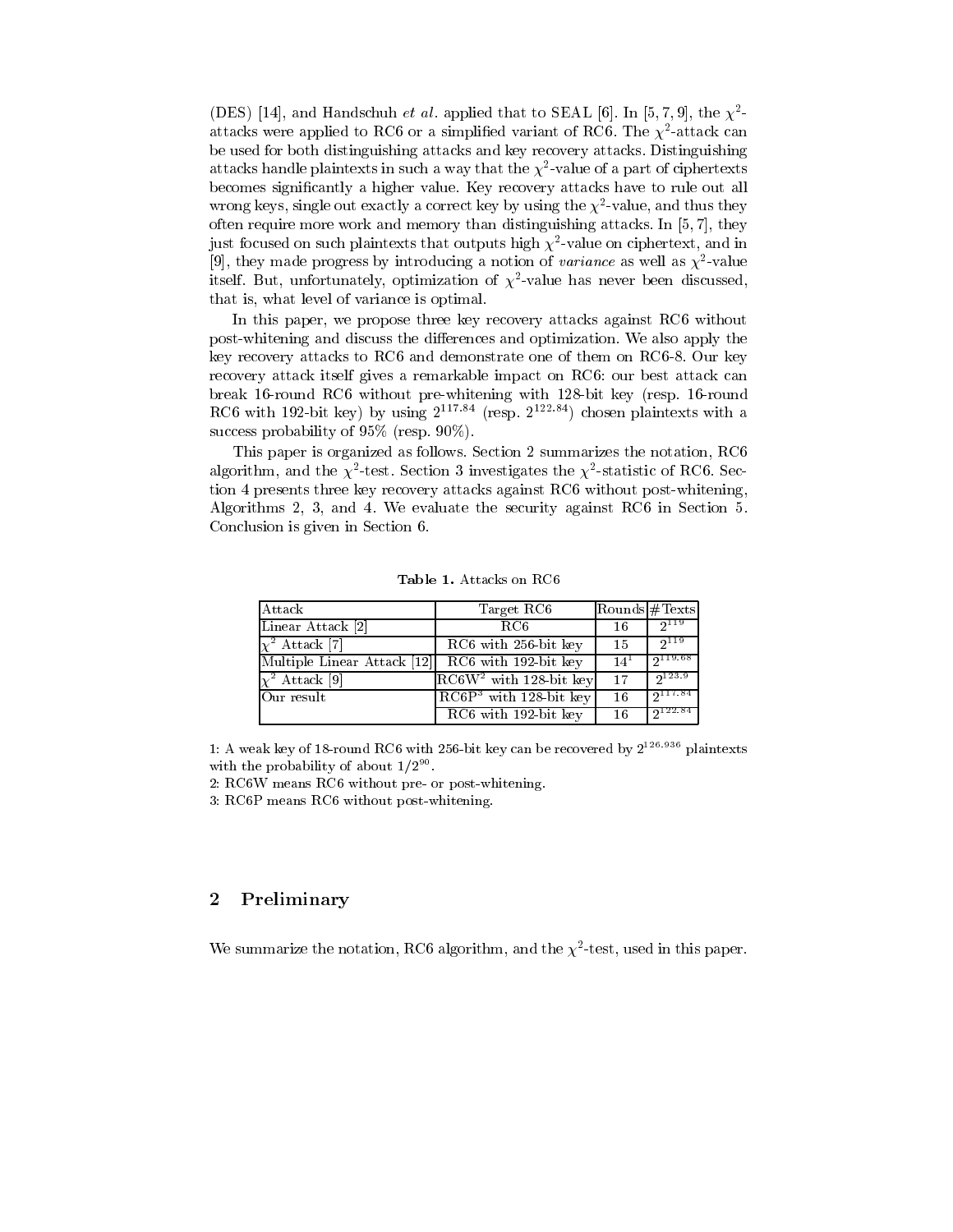(DES) [14], and Handschuh *et al.* applied that to SEAL [6]. In [5, 7, 9], the $\chi^2$-attacks were applied to RC6 or a simplified variant of RC6. The $\chi^2$-attack can be used for both distinguishing attacks and key recovery attacks. Distinguishing attacks handle plaintexts in such a way that the $\chi^2$-value of a part of ciphertexts becomes significantly a higher value. Key recovery attacks have to rule out all wrong keys, single out exactly a correct key by using the $\chi^2$-value, and thus they often require more work and memory than distinguishing attacks. In [5, 7], they just focused on such plaintexts that outputs high $\chi^2$-value on ciphertext, and in [9], they made progress by introducing a notion of *variance* as well as $\chi^2$-value itself. But, unfortunately, optimization of $\chi^2$-value has never been discussed, that is, what level of variance is optimal.

In this paper, we propose three key recovery attacks against RC6 without post-whitening and discuss the differences and optimization. We also apply the key recovery attacks to RC6 and demonstrate one of them on RC6-8. Our key recovery attack itself gives a remarkable impact on RC6: our best attack can break 16-round RC6 without pre-whitening with 128-bit key (resp. 16-round RC6 with 192-bit key) by using $2^{117.84}$ (resp. $2^{122.84}$) chosen plaintexts with a success probability of 95% (resp. 90%).

This paper is organized as follows. Section 2 summarizes the notation, RC6 algorithm, and the $\chi^2$-test. Section 3 investigates the $\chi^2$-statistic of RC6. Section 4 presents three key recovery attacks against RC6 without post-whitening, Algorithms 2, 3, and 4. We evaluate the security against RC6 in Section 5. Conclusion is given in Section 6.

**Table 1.** Attacks on RC6

| Attack | Target RC6 | Rounds | #Texts |
|---|---|---|---|
| Linear Attack [2] | RC6 | 16 | $2^{119}$ |
| $\chi^2$ Attack [7] | RC6 with 256-bit key | 15 | $2^{119}$ |
| Multiple Linear Attack [12] | RC6 with 192-bit key | 14[1] | $2^{119.68}$ |
| $\chi^2$ Attack [9] | RC6W[2] with 128-bit key | 17 | $2^{123.9}$ |
| Our result | RC6P[3] with 128-bit key | 16 | $2^{117.84}$ |
| | RC6 with 192-bit key | 16 | $2^{122.84}$ |

1: A weak key of 18-round RC6 with 256-bit key can be recovered by $2^{126.936}$ plaintexts with the probability of about $1/2^{90}$.
2: RC6W means RC6 without pre- or post-whitening.
3: RC6P means RC6 without post-whitening.

## 2 Preliminary

We summarize the notation, RC6 algorithm, and the $\chi^2$-test, used in this paper.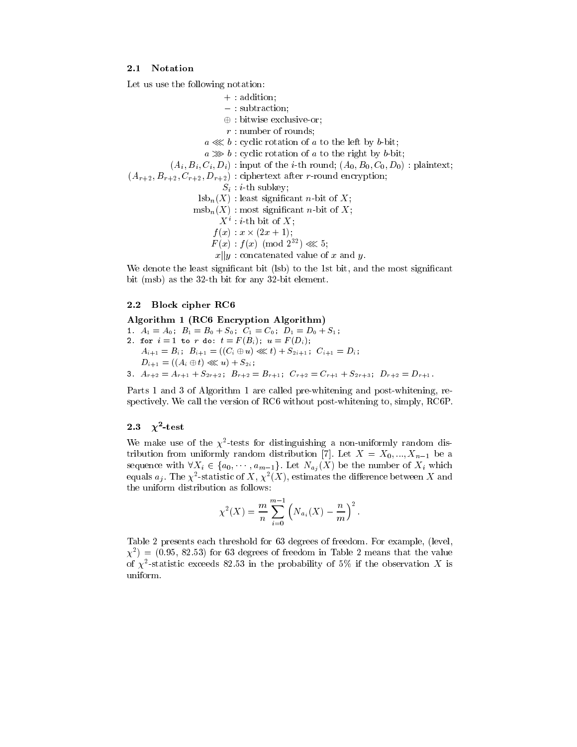### 2.1 Notation

Let us use the following notation:

$+$ : addition;
$-$ : subtraction;
$\oplus$ : bitwise exclusive-or;
$r$ : number of rounds;
$a \lll b$ : cyclic rotation of $a$ to the left by $b$-bit;
$a \ggg b$ : cyclic rotation of $a$ to the right by $b$-bit;
$(A_i, B_i, C_i, D_i)$ : input of the $i$-th round; $(A_0, B_0, C_0, D_0)$ : plaintext;
$(A_{r+2}, B_{r+2}, C_{r+2}, D_{r+2})$ : ciphertext after $r$-round encryption;
$S_i$ : $i$-th subkey;
$\mathrm{lsb}_n(X)$ : least significant $n$-bit of $X$;
$\mathrm{msb}_n(X)$ : most significant $n$-bit of $X$;
$X^i$ : $i$-th bit of $X$;
$f(x)$ : $x \times (2x+1)$;
$F(x)$ : $f(x) \pmod{2^{32}} \lll 5$;
$x \| y$ : concatenated value of $x$ and $y$.

We denote the least significant bit (lsb) to the 1st bit, and the most significant bit (msb) as the 32-th bit for any 32-bit element.

### 2.2 Block cipher RC6

**Algorithm 1 (RC6 Encryption Algorithm)**

1. $A_1 = A_0$; $B_1 = B_0 + S_0$; $C_1 = C_0$; $D_1 = D_0 + S_1$;
2. for $i = 1$ to $r$ do: $t = F(B_i)$; $u = F(D_i)$;
   $A_{i+1} = B_i$; $B_{i+1} = ((C_i \oplus u) \lll t) + S_{2i+1}$; $C_{i+1} = D_i$;
   $D_{i+1} = ((A_i \oplus t) \lll u) + S_{2i}$;
3. $A_{r+2} = A_{r+1} + S_{2r+2}$; $B_{r+2} = B_{r+1}$; $C_{r+2} = C_{r+1} + S_{2r+3}$; $D_{r+2} = D_{r+1}$.

Parts 1 and 3 of Algorithm 1 are called pre-whitening and post-whitening, respectively. We call the version of RC6 without post-whitening to, simply, RC6P.

### 2.3 $\chi^2$-test

We make use of the $\chi^2$-tests for distinguishing a non-uniformly random distribution from uniformly random distribution [7]. Let $X = X_0, ..., X_{n-1}$ be a sequence with $\forall X_i \in \{a_0, \cdots, a_{m-1}\}$. Let $N_{a_j}(X)$ be the number of $X_i$ which equals $a_j$. The $\chi^2$-statistic of $X$, $\chi^2(X)$, estimates the difference between $X$ and the uniform distribution as follows:

$$\chi^2(X) = \frac{m}{n} \sum_{i=0}^{m-1} \left( N_{a_i}(X) - \frac{n}{m} \right)^2 .$$

Table 2 presents each threshold for 63 degrees of freedom. For example, (level, $\chi^2$) = (0.95, 82.53) for 63 degrees of freedom in Table 2 means that the value of $\chi^2$-statistic exceeds 82.53 in the probability of 5% if the observation $X$ is uniform.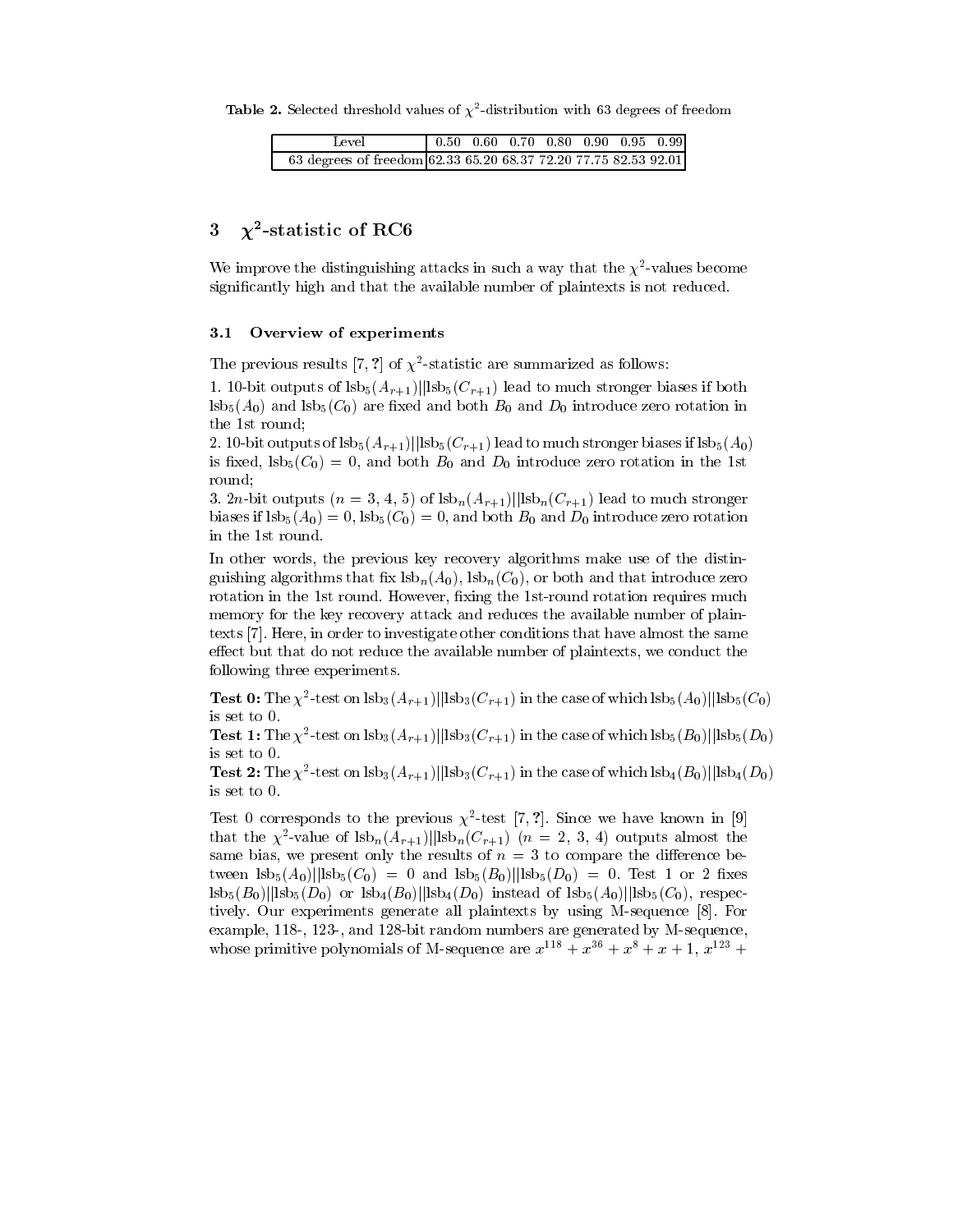**Table 2.** Selected threshold values of $\chi^2$-distribution with 63 degrees of freedom

| Level | 0.50 | 0.60 | 0.70 | 0.80 | 0.90 | 0.95 | 0.99 |
|---|---|---|---|---|---|---|---|
| 63 degrees of freedom | 62.33 | 65.20 | 68.37 | 72.20 | 77.75 | 82.53 | 92.01 |

## 3 $\chi^2$-statistic of RC6

We improve the distinguishing attacks in such a way that the $\chi^2$-values become significantly high and that the available number of plaintexts is not reduced.

### 3.1 Overview of experiments

The previous results [7, ?] of $\chi^2$-statistic are summarized as follows:

1. 10-bit outputs of $\text{lsb}_5(A_{r+1})||\text{lsb}_5(C_{r+1})$ lead to much stronger biases if both $\text{lsb}_5(A_0)$ and $\text{lsb}_5(C_0)$ are fixed and both $B_0$ and $D_0$ introduce zero rotation in the 1st round;
2. 10-bit outputs of $\text{lsb}_5(A_{r+1})||\text{lsb}_5(C_{r+1})$ lead to much stronger biases if $\text{lsb}_5(A_0)$ is fixed, $\text{lsb}_5(C_0) = 0$, and both $B_0$ and $D_0$ introduce zero rotation in the 1st round;
3. $2n$-bit outputs ($n = 3, 4, 5$) of $\text{lsb}_n(A_{r+1})||\text{lsb}_n(C_{r+1})$ lead to much stronger biases if $\text{lsb}_5(A_0) = 0$, $\text{lsb}_5(C_0) = 0$, and both $B_0$ and $D_0$ introduce zero rotation in the 1st round.

In other words, the previous key recovery algorithms make use of the distinguishing algorithms that fix $\text{lsb}_n(A_0)$, $\text{lsb}_n(C_0)$, or both and that introduce zero rotation in the 1st round. However, fixing the 1st-round rotation requires much memory for the key recovery attack and reduces the available number of plaintexts [7]. Here, in order to investigate other conditions that have almost the same effect but that do not reduce the available number of plaintexts, we conduct the following three experiments.

**Test 0:** The $\chi^2$-test on $\text{lsb}_3(A_{r+1})||\text{lsb}_3(C_{r+1})$ in the case of which $\text{lsb}_5(A_0)||\text{lsb}_5(C_0)$ is set to 0.
**Test 1:** The $\chi^2$-test on $\text{lsb}_3(A_{r+1})||\text{lsb}_3(C_{r+1})$ in the case of which $\text{lsb}_5(B_0)||\text{lsb}_5(D_0)$ is set to 0.
**Test 2:** The $\chi^2$-test on $\text{lsb}_3(A_{r+1})||\text{lsb}_3(C_{r+1})$ in the case of which $\text{lsb}_4(B_0)||\text{lsb}_4(D_0)$ is set to 0.

Test 0 corresponds to the previous $\chi^2$-test [7, ?]. Since we have known in [9] that the $\chi^2$-value of $\text{lsb}_n(A_{r+1})||\text{lsb}_n(C_{r+1})$ ($n$ = 2, 3, 4) outputs almost the same bias, we present only the results of $n = 3$ to compare the difference between $\text{lsb}_5(A_0)||\text{lsb}_5(C_0) = 0$ and $\text{lsb}_5(B_0)||\text{lsb}_5(D_0) = 0$. Test 1 or 2 fixes $\text{lsb}_5(B_0)||\text{lsb}_5(D_0)$ or $\text{lsb}_4(B_0)||\text{lsb}_4(D_0)$ instead of $\text{lsb}_5(A_0)||\text{lsb}_5(C_0)$, respectively. Our experiments generate all plaintexts by using M-sequence [8]. For example, 118-, 123-, and 128-bit random numbers are generated by M-sequence, whose primitive polynomials of M-sequence are $x^{118} + x^{36} + x^8 + x + 1$, $x^{123} +$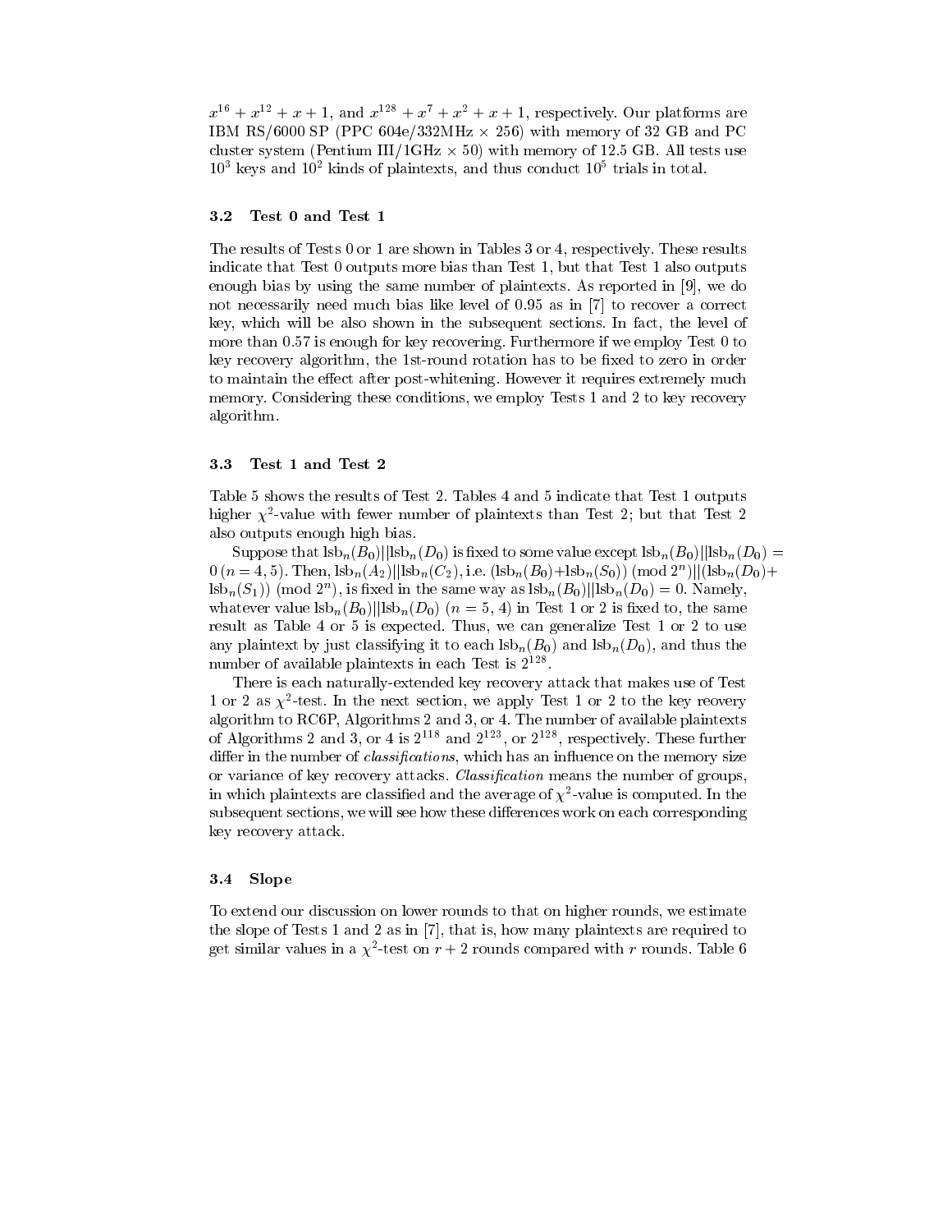$x^{16} + x^{12} + x + 1$, and $x^{128} + x^7 + x^2 + x + 1$, respectively. Our platforms are IBM RS/6000 SP (PPC 604e/332MHz $\times$ 256) with memory of 32 GB and PC cluster system (Pentium III/1GHz $\times$ 50) with memory of 12.5 GB. All tests use $10^3$ keys and $10^2$ kinds of plaintexts, and thus conduct $10^5$ trials in total.

### 3.2 Test 0 and Test 1

The results of Tests 0 or 1 are shown in Tables 3 or 4, respectively. These results indicate that Test 0 outputs more bias than Test 1, but that Test 1 also outputs enough bias by using the same number of plaintexts. As reported in [9], we do not necessarily need much bias like level of 0.95 as in [7] to recover a correct key, which will be also shown in the subsequent sections. In fact, the level of more than 0.57 is enough for key recovering. Furthermore if we employ Test 0 to key recovery algorithm, the 1st-round rotation has to be fixed to zero in order to maintain the effect after post-whitening. However it requires extremely much memory. Considering these conditions, we employ Tests 1 and 2 to key recovery algorithm.

### 3.3 Test 1 and Test 2

Table 5 shows the results of Test 2. Tables 4 and 5 indicate that Test 1 outputs higher $\chi^2$-value with fewer number of plaintexts than Test 2; but that Test 2 also outputs enough high bias.

Suppose that $\mathrm{lsb}_n(B_0)||\mathrm{lsb}_n(D_0)$ is fixed to some value except $\mathrm{lsb}_n(B_0)||\mathrm{lsb}_n(D_0) = 0$ $(n = 4, 5)$. Then, $\mathrm{lsb}_n(A_2)||\mathrm{lsb}_n(C_2)$, i.e. $(\mathrm{lsb}_n(B_0)+\mathrm{lsb}_n(S_0)) \pmod{2^n}||(\mathrm{lsb}_n(D_0)+\mathrm{lsb}_n(S_1)) \pmod{2^n}$, is fixed in the same way as $\mathrm{lsb}_n(B_0)||\mathrm{lsb}_n(D_0) = 0$. Namely, whatever value $\mathrm{lsb}_n(B_0)||\mathrm{lsb}_n(D_0)$ $(n = 5, 4)$ in Test 1 or 2 is fixed to, the same result as Table 4 or 5 is expected. Thus, we can generalize Test 1 or 2 to use any plaintext by just classifying it to each $\mathrm{lsb}_n(B_0)$ and $\mathrm{lsb}_n(D_0)$, and thus the number of available plaintexts in each Test is $2^{128}$.

There is each naturally-extended key recovery attack that makes use of Test 1 or 2 as $\chi^2$-test. In the next section, we apply Test 1 or 2 to the key reovery algorithm to RC6P, Algorithms 2 and 3, or 4. The number of available plaintexts of Algorithms 2 and 3, or 4 is $2^{118}$ and $2^{123}$, or $2^{128}$, respectively. These further differ in the number of *classifications*, which has an influence on the memory size or variance of key recovery attacks. *Classification* means the number of groups, in which plaintexts are classified and the average of $\chi^2$-value is computed. In the subsequent sections, we will see how these differences work on each corresponding key recovery attack.

### 3.4 Slope

To extend our discussion on lower rounds to that on higher rounds, we estimate the slope of Tests 1 and 2 as in [7], that is, how many plaintexts are required to get similar values in a $\chi^2$-test on $r + 2$ rounds compared with $r$ rounds. Table 6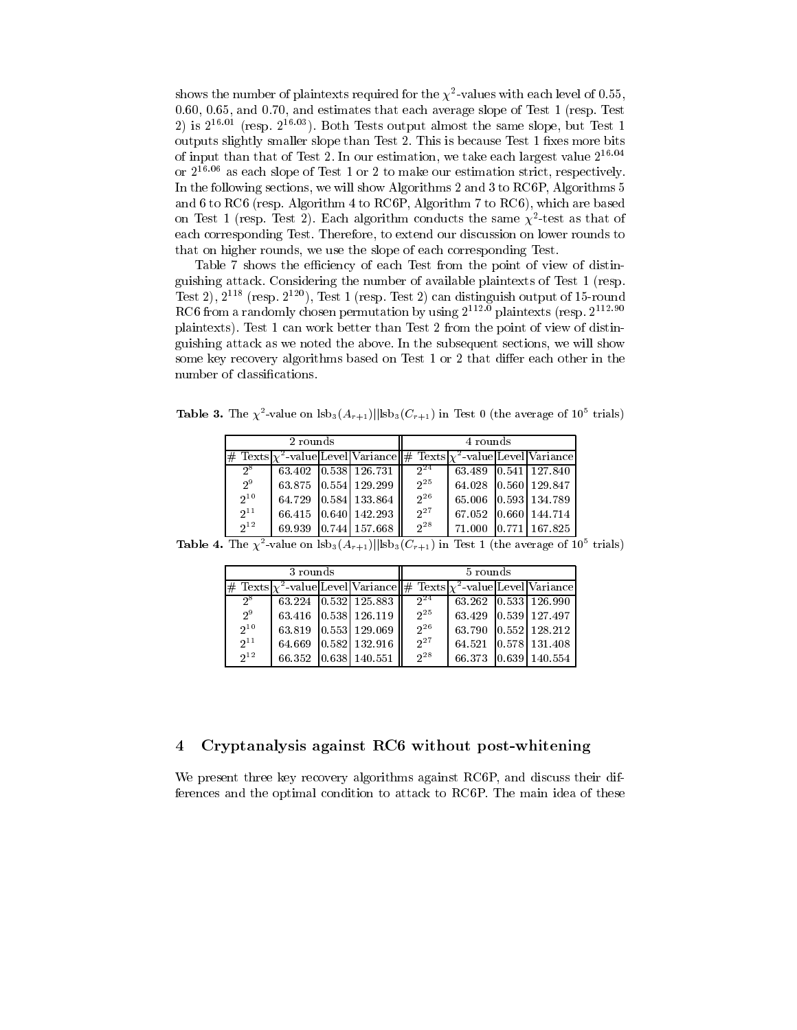shows the number of plaintexts required for the $\chi^2$-values with each level of 0.55, 0.60, 0.65, and 0.70, and estimates that each average slope of Test 1 (resp. Test 2) is $2^{16.01}$ (resp. $2^{16.03}$). Both Tests output almost the same slope, but Test 1 outputs slightly smaller slope than Test 2. This is because Test 1 fixes more bits of input than that of Test 2. In our estimation, we take each largest value $2^{16.04}$ or $2^{16.06}$ as each slope of Test 1 or 2 to make our estimation strict, respectively. In the following sections, we will show Algorithms 2 and 3 to RC6P, Algorithms 5 and 6 to RC6 (resp. Algorithm 4 to RC6P, Algorithm 7 to RC6), which are based on Test 1 (resp. Test 2). Each algorithm conducts the same $\chi^2$-test as that of each corresponding Test. Therefore, to extend our discussion on lower rounds to that on higher rounds, we use the slope of each corresponding Test.

Table 7 shows the efficiency of each Test from the point of view of distinguishing attack. Considering the number of available plaintexts of Test 1 (resp. Test 2), $2^{118}$ (resp. $2^{120}$), Test 1 (resp. Test 2) can distinguish output of 15-round RC6 from a randomly chosen permutation by using $2^{112.0}$ plaintexts (resp. $2^{112.90}$ plaintexts). Test 1 can work better than Test 2 from the point of view of distinguishing attack as we noted the above. In the subsequent sections, we will show some key recovery algorithms based on Test 1 or 2 that differ each other in the number of classifications.

**Table 3.** The $\chi^2$-value on $\mathrm{lsb}_3(A_{r+1})||\mathrm{lsb}_3(C_{r+1})$ in Test 0 (the average of $10^5$ trials)

| 2 rounds | | | | 4 rounds | | | |
|---|---|---|---|---|---|---|---|
| # Texts | $\chi^2$-value | Level | Variance | # Texts | $\chi^2$-value | Level | Variance |
| $2^8$ | 63.402 | 0.538 | 126.731 | $2^{24}$ | 63.489 | 0.541 | 127.840 |
| $2^9$ | 63.875 | 0.554 | 129.299 | $2^{25}$ | 64.028 | 0.560 | 129.847 |
| $2^{10}$ | 64.729 | 0.584 | 133.864 | $2^{26}$ | 65.006 | 0.593 | 134.789 |
| $2^{11}$ | 66.415 | 0.640 | 142.293 | $2^{27}$ | 67.052 | 0.660 | 144.714 |
| $2^{12}$ | 69.939 | 0.744 | 157.668 | $2^{28}$ | 71.000 | 0.771 | 167.825 |

**Table 4.** The $\chi^2$-value on $\mathrm{lsb}_3(A_{r+1})||\mathrm{lsb}_3(C_{r+1})$ in Test 1 (the average of $10^5$ trials)

| 3 rounds | | | | 5 rounds | | | |
|---|---|---|---|---|---|---|---|
| # Texts | $\chi^2$-value | Level | Variance | # Texts | $\chi^2$-value | Level | Variance |
| $2^8$ | 63.224 | 0.532 | 125.883 | $2^{24}$ | 63.262 | 0.533 | 126.990 |
| $2^9$ | 63.416 | 0.538 | 126.119 | $2^{25}$ | 63.429 | 0.539 | 127.497 |
| $2^{10}$ | 63.819 | 0.553 | 129.069 | $2^{26}$ | 63.790 | 0.552 | 128.212 |
| $2^{11}$ | 64.669 | 0.582 | 132.916 | $2^{27}$ | 64.521 | 0.578 | 131.408 |
| $2^{12}$ | 66.352 | 0.638 | 140.551 | $2^{28}$ | 66.373 | 0.639 | 140.554 |

## 4 Cryptanalysis against RC6 without post-whitening

We present three key recovery algorithms against RC6P, and discuss their differences and the optimal condition to attack to RC6P. The main idea of these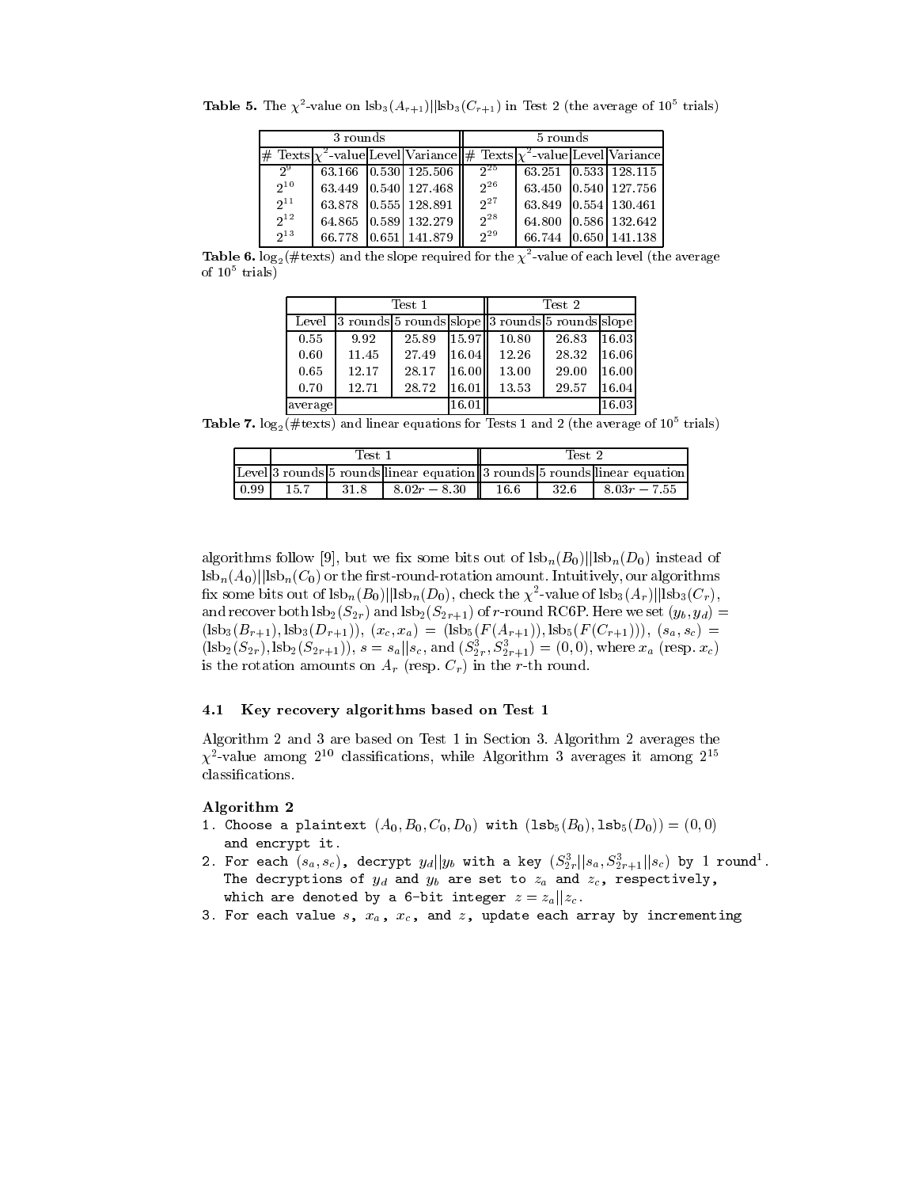**Table 5.** The $\chi^2$-value on $\text{lsb}_3(A_{r+1})||\text{lsb}_3(C_{r+1})$ in Test 2 (the average of $10^5$ trials)

| 3 rounds | | | | 5 rounds | | | |
|---|---|---|---|---|---|---|---|
| # Texts | $\chi^2$-value | Level | Variance | # Texts | $\chi^2$-value | Level | Variance |
| $2^9$ | 63.166 | 0.530 | 125.506 | $2^{25}$ | 63.251 | 0.533 | 128.115 |
| $2^{10}$ | 63.449 | 0.540 | 127.468 | $2^{26}$ | 63.450 | 0.540 | 127.756 |
| $2^{11}$ | 63.878 | 0.555 | 128.891 | $2^{27}$ | 63.849 | 0.554 | 130.461 |
| $2^{12}$ | 64.865 | 0.589 | 132.279 | $2^{28}$ | 64.800 | 0.586 | 132.642 |
| $2^{13}$ | 66.778 | 0.651 | 141.879 | $2^{29}$ | 66.744 | 0.650 | 141.138 |

**Table 6.** $\log_2(\#\text{texts})$ and the slope required for the $\chi^2$-value of each level (the average of $10^5$ trials)

| | Test 1 | | | Test 2 | | |
|---|---|---|---|---|---|---|
| Level | 3 rounds | 5 rounds | slope | 3 rounds | 5 rounds | slope |
| 0.55 | 9.92 | 25.89 | 15.97 | 10.80 | 26.83 | 16.03 |
| 0.60 | 11.45 | 27.49 | 16.04 | 12.26 | 28.32 | 16.06 |
| 0.65 | 12.17 | 28.17 | 16.00 | 13.00 | 29.00 | 16.00 |
| 0.70 | 12.71 | 28.72 | 16.01 | 13.53 | 29.57 | 16.04 |
| average | | | 16.01 | | | 16.03 |

**Table 7.** $\log_2(\#\text{texts})$ and linear equations for Tests 1 and 2 (the average of $10^5$ trials)

| | Test 1 | | | Test 2 | | |
|---|---|---|---|---|---|---|
| Level | 3 rounds | 5 rounds | linear equation | 3 rounds | 5 rounds | linear equation |
| 0.99 | 15.7 | 31.8 | $8.02r - 8.30$ | 16.6 | 32.6 | $8.03r - 7.55$ |

algorithms follow [9], but we fix some bits out of $\text{lsb}_n(B_0)||\text{lsb}_n(D_0)$ instead of $\text{lsb}_n(A_0)||\text{lsb}_n(C_0)$ or the first-round-rotation amount. Intuitively, our algorithms fix some bits out of $\text{lsb}_n(B_0)||\text{lsb}_n(D_0)$, check the $\chi^2$-value of $\text{lsb}_3(A_r)||\text{lsb}_3(C_r)$, and recover both $\text{lsb}_2(S_{2r})$ and $\text{lsb}_2(S_{2r+1})$ of $r$-round RC6P. Here we set $(y_b, y_d) = (\text{lsb}_3(B_{r+1}), \text{lsb}_3(D_{r+1}))$, $(x_c, x_a) = (\text{lsb}_5(F(A_{r+1})), \text{lsb}_5(F(C_{r+1})))$, $(s_a, s_c) = (\text{lsb}_2(S_{2r}), \text{lsb}_2(S_{2r+1}))$, $s = s_a||s_c$, and $(S^3_{2r}, S^3_{2r+1}) = (0, 0)$, where $x_a$ (resp. $x_c$) is the rotation amounts on $A_r$ (resp. $C_r$) in the $r$-th round.

### 4.1 Key recovery algorithms based on Test 1

Algorithm 2 and 3 are based on Test 1 in Section 3. Algorithm 2 averages the $\chi^2$-value among $2^{10}$ classifications, while Algorithm 3 averages it among $2^{15}$ classifications.

**Algorithm 2**

1. Choose a plaintext $(A_0, B_0, C_0, D_0)$ with $(\text{lsb}_5(B_0), \text{lsb}_5(D_0)) = (0, 0)$ and encrypt it.
2. For each $(s_a, s_c)$, decrypt $y_d||y_b$ with a key $(S^3_{2r}||s_a, S^3_{2r+1}||s_c)$ by 1 round[1]. The decryptions of $y_d$ and $y_b$ are set to $z_a$ and $z_c$, respectively, which are denoted by a 6-bit integer $z = z_a||z_c$.
3. For each value $s$, $x_a$, $x_c$, and $z$, update each array by incrementing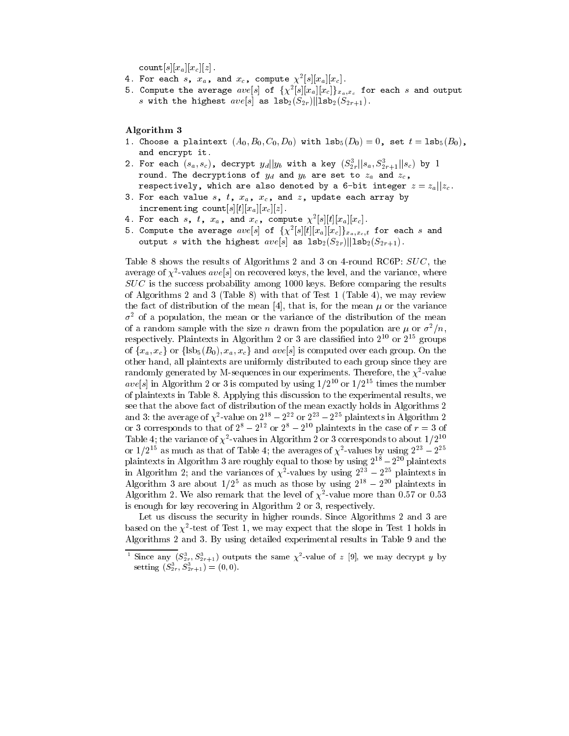count$[s][x_a][x_c][z]$.
4. For each $s$, $x_a$, and $x_c$, compute $\chi^2[s][x_a][x_c]$.
5. Compute the average $ave[s]$ of $\{\chi^2[s][x_a][x_c]\}_{x_a,x_c}$ for each $s$ and output $s$ with the highest $ave[s]$ as $\mathtt{lsb}_2(S_{2r})||\mathtt{lsb}_2(S_{2r+1})$.

**Algorithm 3**

1. Choose a plaintext $(A_0, B_0, C_0, D_0)$ with $\mathtt{lsb}_5(D_0) = 0$, set $t = \mathtt{lsb}_5(B_0)$, and encrypt it.
2. For each $(s_a, s_c)$, decrypt $y_d||y_b$ with a key $(S^3_{2r}||s_a, S^3_{2r+1}||s_c)$ by 1 round. The decryptions of $y_d$ and $y_b$ are set to $z_a$ and $z_c$, respectively, which are also denoted by a 6-bit integer $z = z_a||z_c$.
3. For each value $s$, $t$, $x_a$, $x_c$, and $z$, update each array by incrementing count$[s][t][x_a][x_c][z]$.
4. For each $s$, $t$, $x_a$, and $x_c$, compute $\chi^2[s][t][x_a][x_c]$.
5. Compute the average $ave[s]$ of $\{\chi^2[s][t][x_a][x_c]\}_{x_a,x_c,t}$ for each $s$ and output $s$ with the highest $ave[s]$ as $\mathtt{lsb}_2(S_{2r})||\mathtt{lsb}_2(S_{2r+1})$.

Table 8 shows the results of Algorithms 2 and 3 on 4-round RC6P: *SUC*, the average of $\chi^2$-values $ave[s]$ on recovered keys, the level, and the variance, where *SUC* is the success probability among 1000 keys. Before comparing the results of Algorithms 2 and 3 (Table 8) with that of Test 1 (Table 4), we may review the fact of distribution of the mean [4], that is, for the mean $\mu$ or the variance $\sigma^2$ of a population, the mean or the variance of the distribution of the mean of a random sample with the size $n$ drawn from the population are $\mu$ or $\sigma^2/n$, respectively. Plaintexts in Algorithm 2 or 3 are classified into $2^{10}$ or $2^{15}$ groups of $\{x_a, x_c\}$ or $\{\mathrm{lsb}_5(B_0), x_a, x_c\}$ and $ave[s]$ is computed over each group. On the other hand, all plaintexts are uniformly distributed to each group since they are randomly generated by M-sequences in our experiments. Therefore, the $\chi^2$-value $ave[s]$ in Algorithm 2 or 3 is computed by using $1/2^{10}$ or $1/2^{15}$ times the number of plaintexts in Table 8. Applying this discussion to the experimental results, we see that the above fact of distribution of the mean exactly holds in Algorithms 2 and 3: the average of $\chi^2$-value on $2^{18} - 2^{22}$ or $2^{23} - 2^{25}$ plaintexts in Algorithm 2 or 3 corresponds to that of $2^8 - 2^{12}$ or $2^8 - 2^{10}$ plaintexts in the case of $r = 3$ of Table 4; the variance of $\chi^2$-values in Algorithm 2 or 3 corresponds to about $1/2^{10}$ or $1/2^{15}$ as much as that of Table 4; the averages of $\chi^2$-values by using $2^{23} - 2^{25}$ plaintexts in Algorithm 3 are roughly equal to those by using $2^{18} - 2^{20}$ plaintexts in Algorithm 2; and the variances of $\chi^2$-values by using $2^{23} - 2^{25}$ plaintexts in Algorithm 3 are about $1/2^5$ as much as those by using $2^{18} - 2^{20}$ plaintexts in Algorithm 2. We also remark that the level of $\chi^2$-value more than 0.57 or 0.53 is enough for key recovering in Algorithm 2 or 3, respectively.

Let us discuss the security in higher rounds. Since Algorithms 2 and 3 are based on the $\chi^2$-test of Test 1, we may expect that the slope in Test 1 holds in Algorithms 2 and 3. By using detailed experimental results in Table 9 and the

[1] Since any $(S^3_{2r}, S^3_{2r+1})$ outputs the same $\chi^2$-value of $z$ [9], we may decrypt $y$ by setting $(S^3_{2r}, S^3_{2r+1}) = (0, 0)$.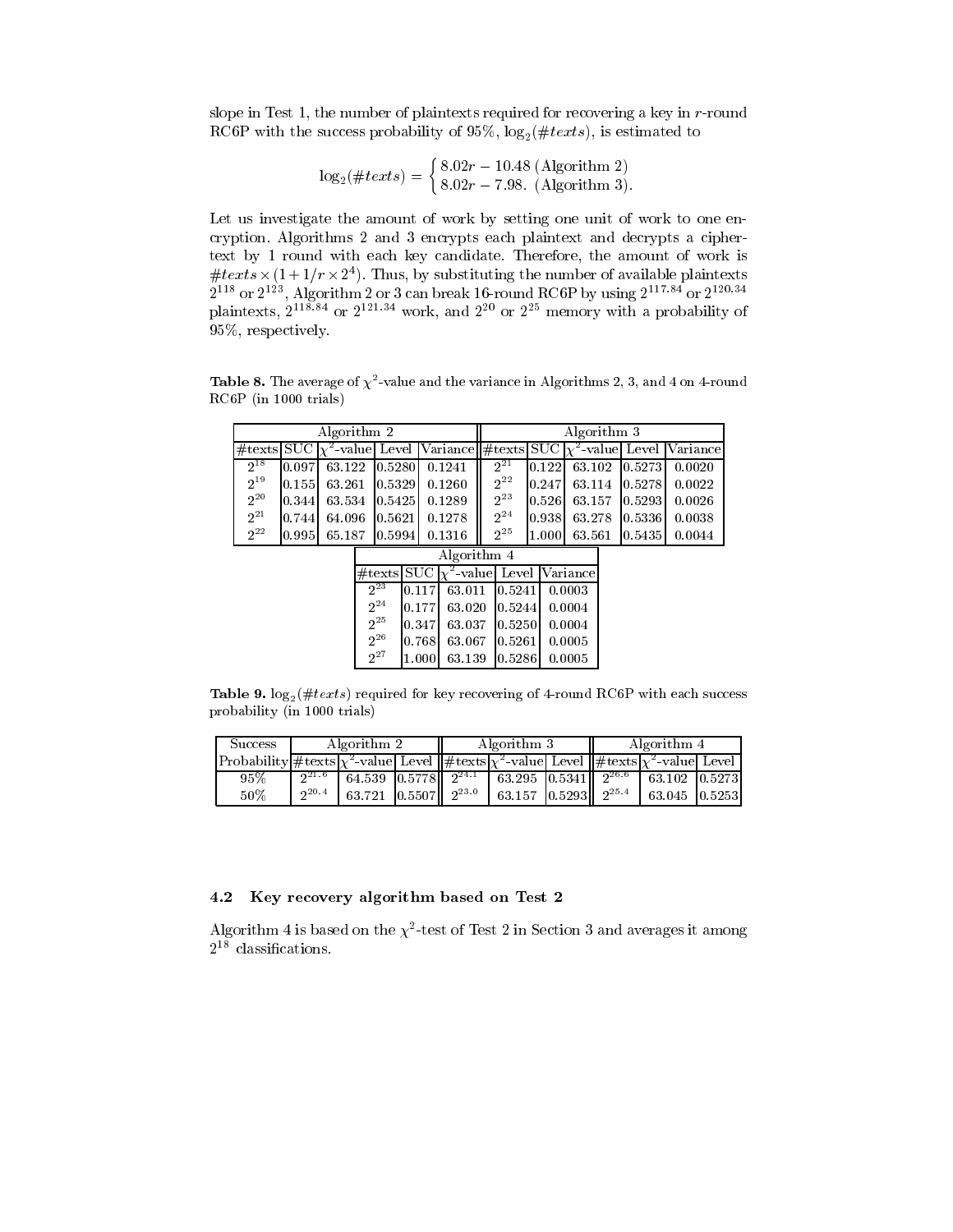slope in Test 1, the number of plaintexts required for recovering a key in $r$-round RC6P with the success probability of 95%, $\log_2(\#texts)$, is estimated to

$$\log_2(\#texts) = \begin{cases} 8.02r - 10.48 \text{ (Algorithm 2)} \\ 8.02r - 7.98. \text{ (Algorithm 3).} \end{cases}$$

Let us investigate the amount of work by setting one unit of work to one encryption. Algorithms 2 and 3 encrypts each plaintext and decrypts a ciphertext by 1 round with each key candidate. Therefore, the amount of work is $\#texts \times (1 + 1/r \times 2^4)$. Thus, by substituting the number of available plaintexts $2^{118}$ or $2^{123}$, Algorithm 2 or 3 can break 16-round RC6P by using $2^{117.84}$ or $2^{120.34}$ plaintexts, $2^{118.84}$ or $2^{121.34}$ work, and $2^{20}$ or $2^{25}$ memory with a probability of 95%, respectively.

**Table 8.** The average of $\chi^2$-value and the variance in Algorithms 2, 3, and 4 on 4-round RC6P (in 1000 trials)

| Algorithm 2 | | | | | Algorithm 3 | | | | |
|---|---|---|---|---|---|---|---|---|---|
| #texts | SUC | $\chi^2$-value | Level | Variance | #texts | SUC | $\chi^2$-value | Level | Variance |
| $2^{18}$ | 0.097 | 63.122 | 0.5280 | 0.1241 | $2^{21}$ | 0.122 | 63.102 | 0.5273 | 0.0020 |
| $2^{19}$ | 0.155 | 63.261 | 0.5329 | 0.1260 | $2^{22}$ | 0.247 | 63.114 | 0.5278 | 0.0022 |
| $2^{20}$ | 0.344 | 63.534 | 0.5425 | 0.1289 | $2^{23}$ | 0.526 | 63.157 | 0.5293 | 0.0026 |
| $2^{21}$ | 0.744 | 64.096 | 0.5621 | 0.1278 | $2^{24}$ | 0.938 | 63.278 | 0.5336 | 0.0038 |
| $2^{22}$ | 0.995 | 65.187 | 0.5994 | 0.1316 | $2^{25}$ | 1.000 | 63.561 | 0.5435 | 0.0044 |

| Algorithm 4 | | | | |
|---|---|---|---|---|
| #texts | SUC | $\chi^2$-value | Level | Variance |
| $2^{23}$ | 0.117 | 63.011 | 0.5241 | 0.0003 |
| $2^{24}$ | 0.177 | 63.020 | 0.5244 | 0.0004 |
| $2^{25}$ | 0.347 | 63.037 | 0.5250 | 0.0004 |
| $2^{26}$ | 0.768 | 63.067 | 0.5261 | 0.0005 |
| $2^{27}$ | 1.000 | 63.139 | 0.5286 | 0.0005 |

**Table 9.** $\log_2(\#texts)$ required for key recovering of 4-round RC6P with each success probability (in 1000 trials)

| Success | Algorithm 2 | | | Algorithm 3 | | | Algorithm 4 | | |
|---|---|---|---|---|---|---|---|---|---|
| Probability | #texts | $\chi^2$-value | Level | #texts | $\chi^2$-value | Level | #texts | $\chi^2$-value | Level |
| 95% | $2^{21.6}$ | 64.539 | 0.5778 | $2^{24.1}$ | 63.295 | 0.5341 | $2^{26.6}$ | 63.102 | 0.5273 |
| 50% | $2^{20.4}$ | 63.721 | 0.5507 | $2^{23.0}$ | 63.157 | 0.5293 | $2^{25.4}$ | 63.045 | 0.5253 |

### 4.2 Key recovery algorithm based on Test 2

Algorithm 4 is based on the $\chi^2$-test of Test 2 in Section 3 and averages it among $2^{18}$ classifications.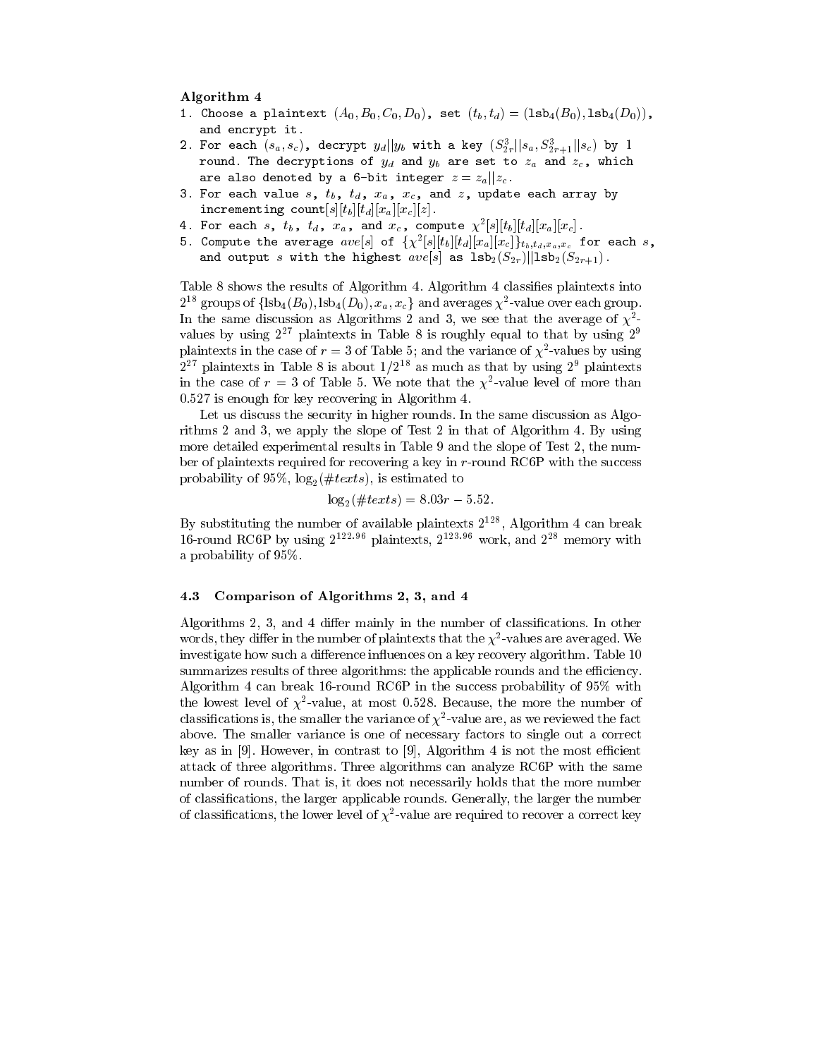**Algorithm 4**

1. Choose a plaintext $(A_0, B_0, C_0, D_0)$, set $(t_b, t_d) = (\mathtt{lsb}_4(B_0), \mathtt{lsb}_4(D_0))$, and encrypt it.
2. For each $(s_a, s_c)$, decrypt $y_d||y_b$ with a key $(S^3_{2r}||s_a, S^3_{2r+1}||s_c)$ by 1 round. The decryptions of $y_d$ and $y_b$ are set to $z_a$ and $z_c$, which are also denoted by a 6-bit integer $z = z_a||z_c$.
3. For each value $s$, $t_b$, $t_d$, $x_a$, $x_c$, and $z$, update each array by incrementing $\mathtt{count}[s][t_b][t_d][x_a][x_c][z]$.
4. For each $s$, $t_b$, $t_d$, $x_a$, and $x_c$, compute $\chi^2[s][t_b][t_d][x_a][x_c]$.
5. Compute the average $ave[s]$ of $\{\chi^2[s][t_b][t_d][x_a][x_c]\}_{t_b,t_d,x_a,x_c}$ for each $s$, and output $s$ with the highest $ave[s]$ as $\mathtt{lsb}_2(S_{2r})||\mathtt{lsb}_2(S_{2r+1})$.

Table 8 shows the results of Algorithm 4. Algorithm 4 classifies plaintexts into $2^{18}$ groups of $\{\text{lsb}_4(B_0), \text{lsb}_4(D_0), x_a, x_c\}$ and averages $\chi^2$-value over each group. In the same discussion as Algorithms 2 and 3, we see that the average of $\chi^2$-values by using $2^{27}$ plaintexts in Table 8 is roughly equal to that by using $2^9$ plaintexts in the case of $r = 3$ of Table 5; and the variance of $\chi^2$-values by using $2^{27}$ plaintexts in Table 8 is about $1/2^{18}$ as much as that by using $2^9$ plaintexts in the case of $r = 3$ of Table 5. We note that the $\chi^2$-value level of more than 0.527 is enough for key recovering in Algorithm 4.

Let us discuss the security in higher rounds. In the same discussion as Algorithms 2 and 3, we apply the slope of Test 2 in that of Algorithm 4. By using more detailed experimental results in Table 9 and the slope of Test 2, the number of plaintexts required for recovering a key in $r$-round RC6P with the success probability of 95%, $\log_2(\#texts)$, is estimated to

$$\log_2(\#texts) = 8.03r - 5.52.$$

By substituting the number of available plaintexts $2^{128}$, Algorithm 4 can break 16-round RC6P by using $2^{122.96}$ plaintexts, $2^{123.96}$ work, and $2^{28}$ memory with a probability of 95%.

### 4.3 Comparison of Algorithms 2, 3, and 4

Algorithms 2, 3, and 4 differ mainly in the number of classifications. In other words, they differ in the number of plaintexts that the $\chi^2$-values are averaged. We investigate how such a difference influences on a key recovery algorithm. Table 10 summarizes results of three algorithms: the applicable rounds and the efficiency. Algorithm 4 can break 16-round RC6P in the success probability of 95% with the lowest level of $\chi^2$-value, at most 0.528. Because, the more the number of classifications is, the smaller the variance of $\chi^2$-value are, as we reviewed the fact above. The smaller variance is one of necessary factors to single out a correct key as in [9]. However, in contrast to [9], Algorithm 4 is not the most efficient attack of three algorithms. Three algorithms can analyze RC6P with the same number of rounds. That is, it does not necessarily holds that the more number of classifications, the larger applicable rounds. Generally, the larger the number of classifications, the lower level of $\chi^2$-value are required to recover a correct key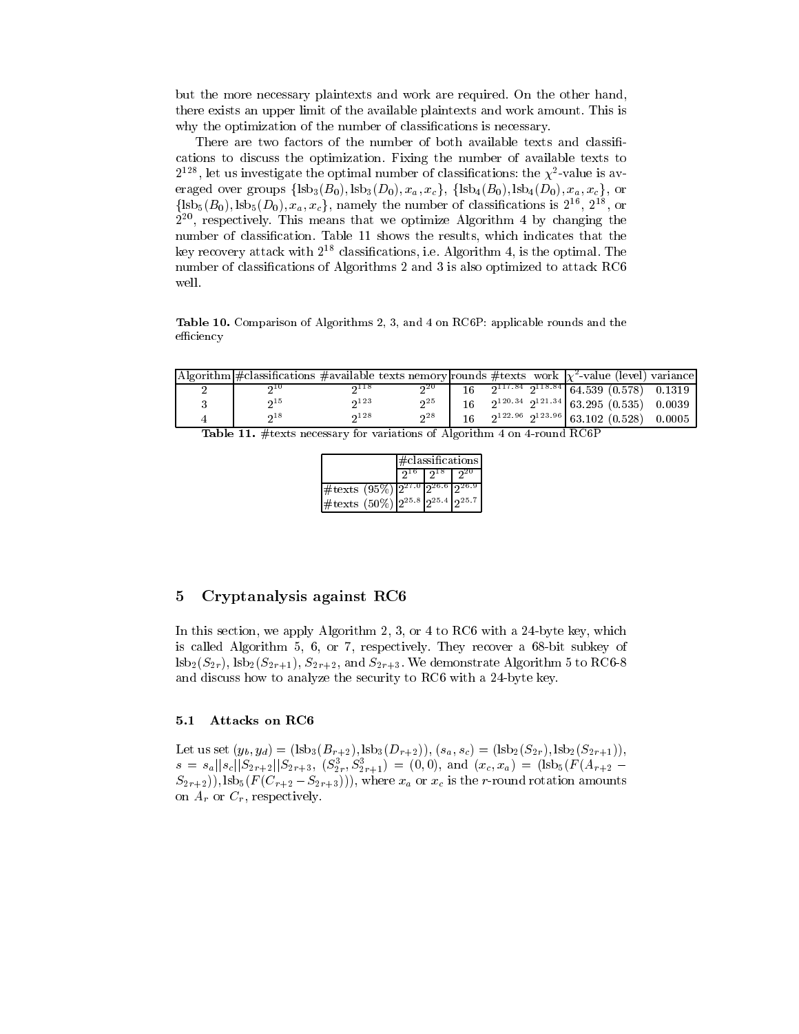but the more necessary plaintexts and work are required. On the other hand, there exists an upper limit of the available plaintexts and work amount. This is why the optimization of the number of classifications is necessary.

There are two factors of the number of both available texts and classifications to discuss the optimization. Fixing the number of available texts to $2^{128}$, let us investigate the optimal number of classifications: the $\chi^2$-value is averaged over groups $\{\mathrm{lsb}_3(B_0), \mathrm{lsb}_3(D_0), x_a, x_c\}$, $\{\mathrm{lsb}_4(B_0), \mathrm{lsb}_4(D_0), x_a, x_c\}$, or $\{\mathrm{lsb}_5(B_0), \mathrm{lsb}_5(D_0), x_a, x_c\}$, namely the number of classifications is $2^{16}$, $2^{18}$, or $2^{20}$, respectively. This means that we optimize Algorithm 4 by changing the number of classification. Table 11 shows the results, which indicates that the key recovery attack with $2^{18}$ classifications, i.e. Algorithm 4, is the optimal. The number of classifications of Algorithms 2 and 3 is also optimized to attack RC6 well.

**Table 10.** Comparison of Algorithms 2, 3, and 4 on RC6P: applicable rounds and the efficiency

| Algorithm | #classifications | #available texts | memory | rounds | #texts | work | $\chi^2$-value (level) | variance |
|---|---|---|---|---|---|---|---|---|
| 2 | $2^{10}$ | $2^{118}$ | $2^{20}$ | 16 | $2^{117.84}$ | $2^{118.84}$ | 64.539 (0.578) | 0.1319 |
| 3 | $2^{15}$ | $2^{123}$ | $2^{25}$ | 16 | $2^{120.34}$ | $2^{121.34}$ | 63.295 (0.535) | 0.0039 |
| 4 | $2^{18}$ | $2^{128}$ | $2^{28}$ | 16 | $2^{122.96}$ | $2^{123.96}$ | 63.102 (0.528) | 0.0005 |

**Table 11.** #texts necessary for variations of Algorithm 4 on 4-round RC6P

| | #classifications | | |
|---|---|---|---|
| | $2^{16}$ | $2^{18}$ | $2^{20}$ |
| #texts (95%) | $2^{27.0}$ | $2^{26.6}$ | $2^{26.9}$ |
| #texts (50%) | $2^{25.8}$ | $2^{25.4}$ | $2^{25.7}$ |

## 5 Cryptanalysis against RC6

In this section, we apply Algorithm 2, 3, or 4 to RC6 with a 24-byte key, which is called Algorithm 5, 6, or 7, respectively. They recover a 68-bit subkey of $\mathrm{lsb}_2(S_{2r})$, $\mathrm{lsb}_2(S_{2r+1})$, $S_{2r+2}$, and $S_{2r+3}$. We demonstrate Algorithm 5 to RC6-8 and discuss how to analyze the security to RC6 with a 24-byte key.

### 5.1 Attacks on RC6

Let us set $(y_b, y_d) = (\mathrm{lsb}_3(B_{r+2}), \mathrm{lsb}_3(D_{r+2}))$, $(s_a, s_c) = (\mathrm{lsb}_2(S_{2r}), \mathrm{lsb}_2(S_{2r+1}))$, $s = s_a||s_c||S_{2r+2}||S_{2r+3}$, $(S^3_{2r}, S^3_{2r+1}) = (0, 0)$, and $(x_c, x_a) = (\mathrm{lsb}_5(F(A_{r+2} - S_{2r+2})), \mathrm{lsb}_5(F(C_{r+2} - S_{2r+3})))$, where $x_a$ or $x_c$ is the $r$-round rotation amounts on $A_r$ or $C_r$, respectively.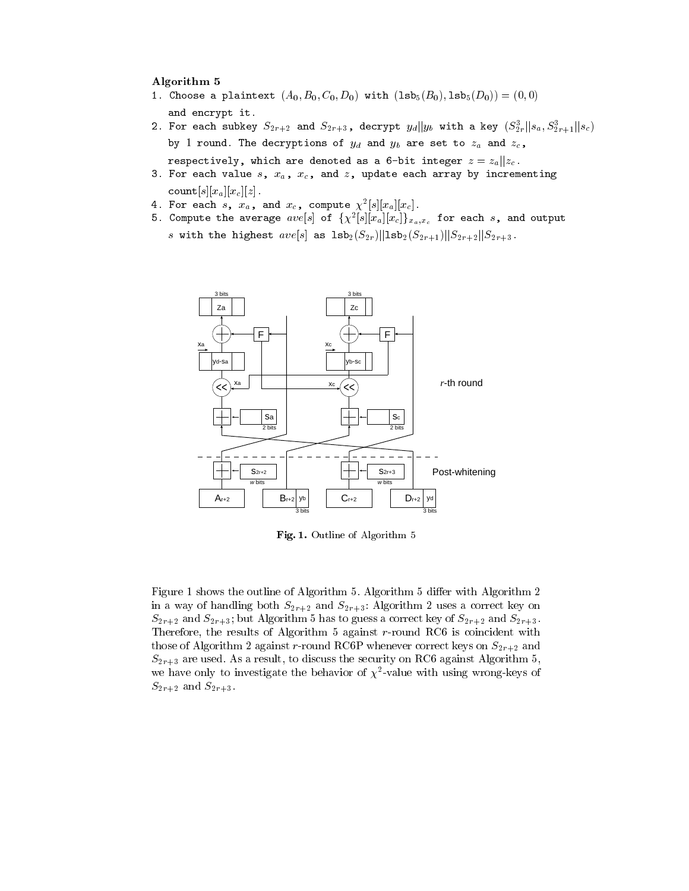**Algorithm 5**

1. Choose a plaintext $(A_0, B_0, C_0, D_0)$ with $(\texttt{lsb}_5(B_0), \texttt{lsb}_5(D_0)) = (0, 0)$ and encrypt it.
2. For each subkey $S_{2r+2}$ and $S_{2r+3}$, decrypt $y_d||y_b$ with a key $(S^3_{2r}||s_a, S^3_{2r+1}||s_c)$ by 1 round. The decryptions of $y_d$ and $y_b$ are set to $z_a$ and $z_c$, respectively, which are denoted as a 6-bit integer $z = z_a||z_c$.
3. For each value $s$, $x_a$, $x_c$, and $z$, update each array by incrementing count$[s][x_a][x_c][z]$.
4. For each $s$, $x_a$, and $x_c$, compute $\chi^2[s][x_a][x_c]$.
5. Compute the average $ave[s]$ of $\{\chi^2[s][x_a][x_c]\}_{x_a,x_c}$ for each $s$, and output $s$ with the highest $ave[s]$ as $\texttt{lsb}_2(S_{2r})||\texttt{lsb}_2(S_{2r+1})||S_{2r+2}||S_{2r+3}$.

**Fig. 1.** Outline of Algorithm 5

Figure 1 shows the outline of Algorithm 5. Algorithm 5 differ with Algorithm 2 in a way of handling both $S_{2r+2}$ and $S_{2r+3}$: Algorithm 2 uses a correct key on $S_{2r+2}$ and $S_{2r+3}$; but Algorithm 5 has to guess a correct key of $S_{2r+2}$ and $S_{2r+3}$. Therefore, the results of Algorithm 5 against $r$-round RC6 is coincident with those of Algorithm 2 against $r$-round RC6P whenever correct keys on $S_{2r+2}$ and $S_{2r+3}$ are used. As a result, to discuss the security on RC6 against Algorithm 5, we have only to investigate the behavior of $\chi^2$-value with using wrong-keys of $S_{2r+2}$ and $S_{2r+3}$.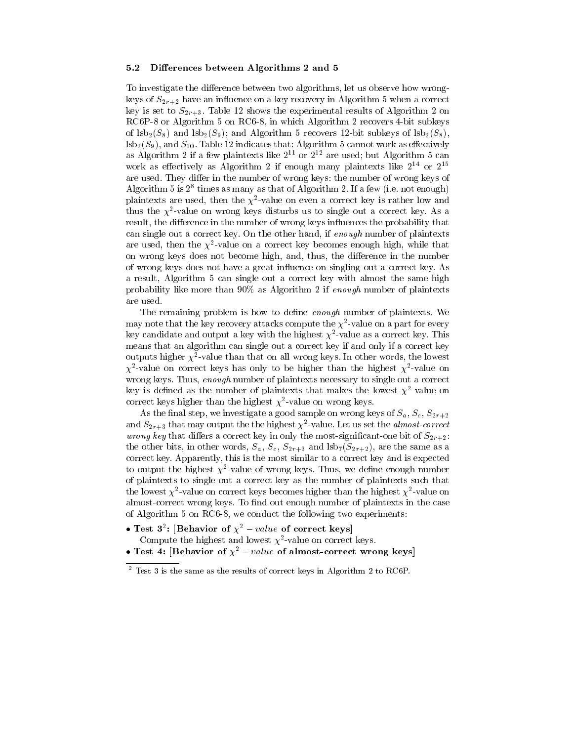### 5.2 Differences between Algorithms 2 and 5

To investigate the difference between two algorithms, let us observe how wrong-keys of $S_{2r+2}$ have an influence on a key recovery in Algorithm 5 when a correct key is set to $S_{2r+3}$. Table 12 shows the experimental results of Algorithm 2 on RC6P-8 or Algorithm 5 on RC6-8, in which Algorithm 2 recovers 4-bit subkeys of $\mathrm{lsb}_2(S_8)$ and $\mathrm{lsb}_2(S_9)$; and Algorithm 5 recovers 12-bit subkeys of $\mathrm{lsb}_2(S_8)$, $\mathrm{lsb}_2(S_9)$, and $S_{10}$. Table 12 indicates that: Algorithm 5 cannot work as effectively as Algorithm 2 if a few plaintexts like $2^{11}$ or $2^{12}$ are used; but Algorithm 5 can work as effectively as Algorithm 2 if enough many plaintexts like $2^{14}$ or $2^{15}$ are used. They differ in the number of wrong keys: the number of wrong keys of Algorithm 5 is $2^8$ times as many as that of Algorithm 2. If a few (i.e. not enough) plaintexts are used, then the $\chi^2$-value on even a correct key is rather low and thus the $\chi^2$-value on wrong keys disturbs us to single out a correct key. As a result, the difference in the number of wrong keys influences the probability that can single out a correct key. On the other hand, if *enough* number of plaintexts are used, then the $\chi^2$-value on a correct key becomes enough high, while that on wrong keys does not become high, and, thus, the difference in the number of wrong keys does not have a great influence on singling out a correct key. As a result, Algorithm 5 can single out a correct key with almost the same high probability like more than 90% as Algorithm 2 if *enough* number of plaintexts are used.

The remaining problem is how to define *enough* number of plaintexts. We may note that the key recovery attacks compute the $\chi^2$-value on a part for every key candidate and output a key with the highest $\chi^2$-value as a correct key. This means that an algorithm can single out a correct key if and only if a correct key outputs higher $\chi^2$-value than that on all wrong keys. In other words, the lowest $\chi^2$-value on correct keys has only to be higher than the highest $\chi^2$-value on wrong keys. Thus, *enough* number of plaintexts necessary to single out a correct key is defined as the number of plaintexts that makes the lowest $\chi^2$-value on correct keys higher than the highest $\chi^2$-value on wrong keys.

As the final step, we investigate a good sample on wrong keys of $S_a$, $S_c$, $S_{2r+2}$ and $S_{2r+3}$ that may output the the highest $\chi^2$-value. Let us set the *almost-correct wrong key* that differs a correct key in only the most-significant-one bit of $S_{2r+2}$: the other bits, in other words, $S_a$, $S_c$, $S_{2r+3}$ and $\mathrm{lsb}_7(S_{2r+2})$, are the same as a correct key. Apparently, this is the most similar to a correct key and is expected to output the highest $\chi^2$-value of wrong keys. Thus, we define enough number of plaintexts to single out a correct key as the number of plaintexts such that the lowest $\chi^2$-value on correct keys becomes higher than the highest $\chi^2$-value on almost-correct wrong keys. To find out enough number of plaintexts in the case of Algorithm 5 on RC6-8, we conduct the following two experiments:

- **Test 3**[2]**: [Behavior of $\chi^2 - value$ of correct keys]**
  Compute the highest and lowest $\chi^2$-value on correct keys.
- **Test 4: [Behavior of $\chi^2 - value$ of almost-correct wrong keys]**

[2] Test 3 is the same as the results of correct keys in Algorithm 2 to RC6P.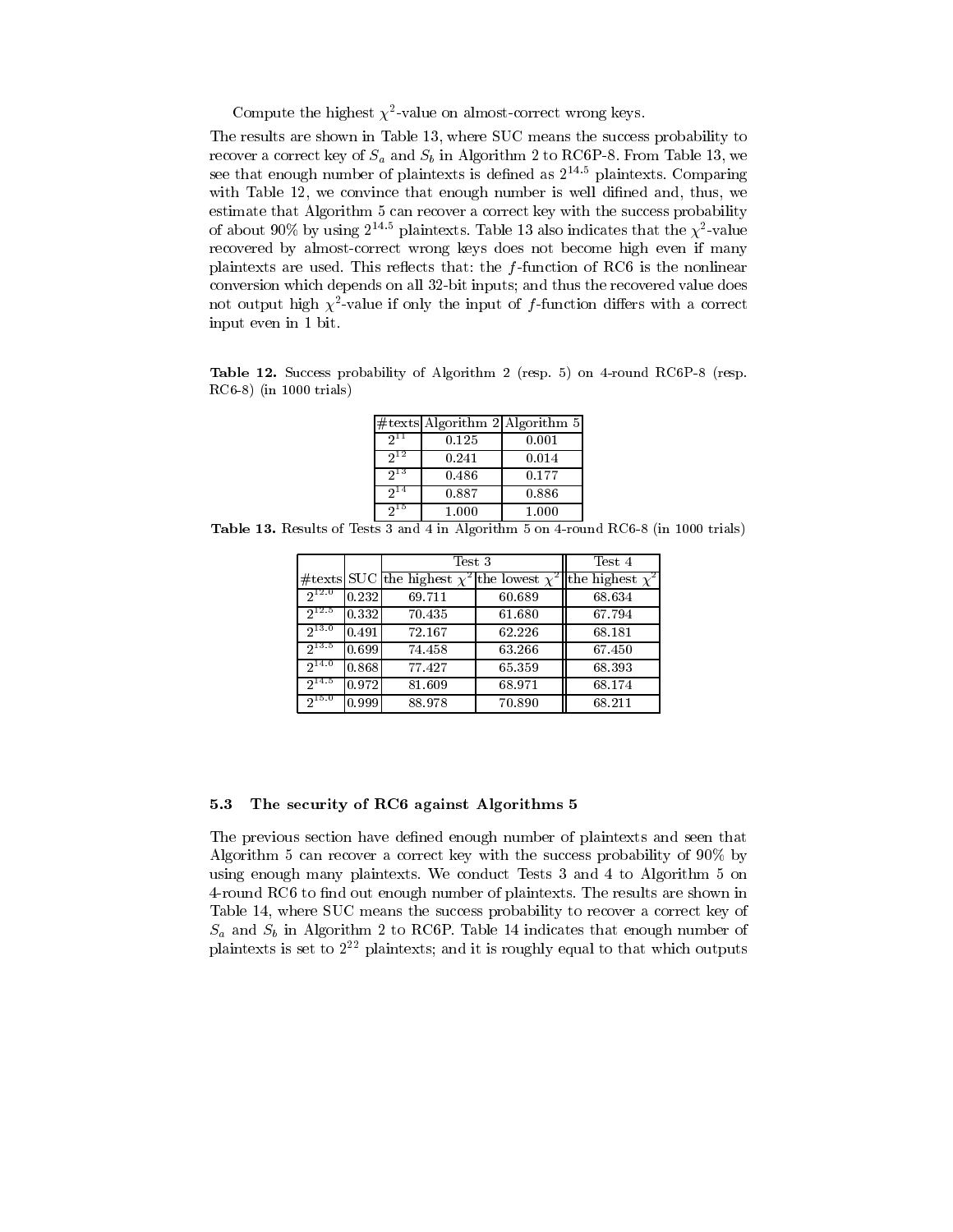Compute the highest $\chi^2$-value on almost-correct wrong keys.

The results are shown in Table 13, where SUC means the success probability to recover a correct key of $S_a$ and $S_b$ in Algorithm 2 to RC6P-8. From Table 13, we see that enough number of plaintexts is defined as $2^{14.5}$ plaintexts. Comparing with Table 12, we convince that enough number is well difined and, thus, we estimate that Algorithm 5 can recover a correct key with the success probability of about 90% by using $2^{14.5}$ plaintexts. Table 13 also indicates that the $\chi^2$-value recovered by almost-correct wrong keys does not become high even if many plaintexts are used. This reflects that: the $f$-function of RC6 is the nonlinear conversion which depends on all 32-bit inputs; and thus the recovered value does not output high $\chi^2$-value if only the input of $f$-function differs with a correct input even in 1 bit.

**Table 12.** Success probability of Algorithm 2 (resp. 5) on 4-round RC6P-8 (resp. RC6-8) (in 1000 trials)

| #texts | Algorithm 2 | Algorithm 5 |
|---|---|---|
| $2^{11}$ | 0.125 | 0.001 |
| $2^{12}$ | 0.241 | 0.014 |
| $2^{13}$ | 0.486 | 0.177 |
| $2^{14}$ | 0.887 | 0.886 |
| $2^{15}$ | 1.000 | 1.000 |

**Table 13.** Results of Tests 3 and 4 in Algorithm 5 on 4-round RC6-8 (in 1000 trials)

| | | Test 3 | | Test 4 |
|---|---|---|---|---|
| #texts | SUC | the highest $\chi^2$ | the lowest $\chi^2$ | the highest $\chi^2$ |
| $2^{12.0}$ | 0.232 | 69.711 | 60.689 | 68.634 |
| $2^{12.5}$ | 0.332 | 70.435 | 61.680 | 67.794 |
| $2^{13.0}$ | 0.491 | 72.167 | 62.226 | 68.181 |
| $2^{13.5}$ | 0.699 | 74.458 | 63.266 | 67.450 |
| $2^{14.0}$ | 0.868 | 77.427 | 65.359 | 68.393 |
| $2^{14.5}$ | 0.972 | 81.609 | 68.971 | 68.174 |
| $2^{15.0}$ | 0.999 | 88.978 | 70.890 | 68.211 |

### 5.3 The security of RC6 against Algorithms 5

The previous section have defined enough number of plaintexts and seen that Algorithm 5 can recover a correct key with the success probability of 90% by using enough many plaintexts. We conduct Tests 3 and 4 to Algorithm 5 on 4-round RC6 to find out enough number of plaintexts. The results are shown in Table 14, where SUC means the success probability to recover a correct key of $S_a$ and $S_b$ in Algorithm 2 to RC6P. Table 14 indicates that enough number of plaintexts is set to $2^{22}$ plaintexts; and it is roughly equal to that which outputs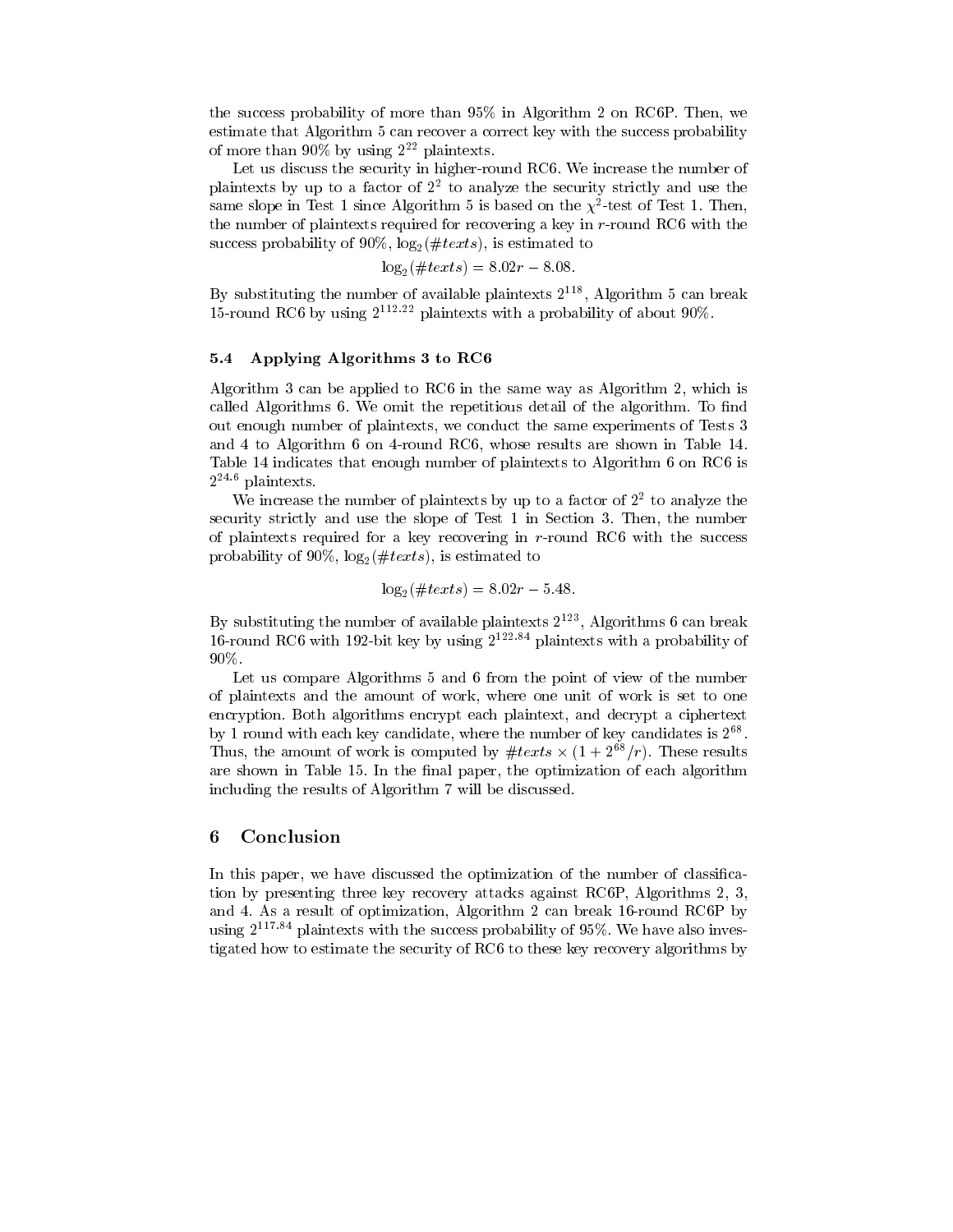the success probability of more than 95% in Algorithm 2 on RC6P. Then, we estimate that Algorithm 5 can recover a correct key with the success probability of more than 90% by using $2^{22}$ plaintexts.

Let us discuss the security in higher-round RC6. We increase the number of plaintexts by up to a factor of $2^2$ to analyze the security strictly and use the same slope in Test 1 since Algorithm 5 is based on the $\chi^2$-test of Test 1. Then, the number of plaintexts required for recovering a key in $r$-round RC6 with the success probability of 90%, $\log_2(\#texts)$, is estimated to

$$\log_2(\#texts) = 8.02r - 8.08.$$

By substituting the number of available plaintexts $2^{118}$, Algorithm 5 can break 15-round RC6 by using $2^{112.22}$ plaintexts with a probability of about 90%.

### 5.4 Applying Algorithms 3 to RC6

Algorithm 3 can be applied to RC6 in the same way as Algorithm 2, which is called Algorithms 6. We omit the repetitious detail of the algorithm. To find out enough number of plaintexts, we conduct the same experiments of Tests 3 and 4 to Algorithm 6 on 4-round RC6, whose results are shown in Table 14. Table 14 indicates that enough number of plaintexts to Algorithm 6 on RC6 is $2^{24.6}$ plaintexts.

We increase the number of plaintexts by up to a factor of $2^2$ to analyze the security strictly and use the slope of Test 1 in Section 3. Then, the number of plaintexts required for a key recovering in $r$-round RC6 with the success probability of 90%, $\log_2(\#texts)$, is estimated to

$$\log_2(\#texts) = 8.02r - 5.48.$$

By substituting the number of available plaintexts $2^{123}$, Algorithms 6 can break 16-round RC6 with 192-bit key by using $2^{122.84}$ plaintexts with a probability of 90%.

Let us compare Algorithms 5 and 6 from the point of view of the number of plaintexts and the amount of work, where one unit of work is set to one encryption. Both algorithms encrypt each plaintext, and decrypt a ciphertext by 1 round with each key candidate, where the number of key candidates is $2^{68}$. Thus, the amount of work is computed by $\#texts \times (1 + 2^{68}/r)$. These results are shown in Table 15. In the final paper, the optimization of each algorithm including the results of Algorithm 7 will be discussed.

## 6 Conclusion

In this paper, we have discussed the optimization of the number of classification by presenting three key recovery attacks against RC6P, Algorithms 2, 3, and 4. As a result of optimization, Algorithm 2 can break 16-round RC6P by using $2^{117.84}$ plaintexts with the success probability of 95%. We have also investigated how to estimate the security of RC6 to these key recovery algorithms by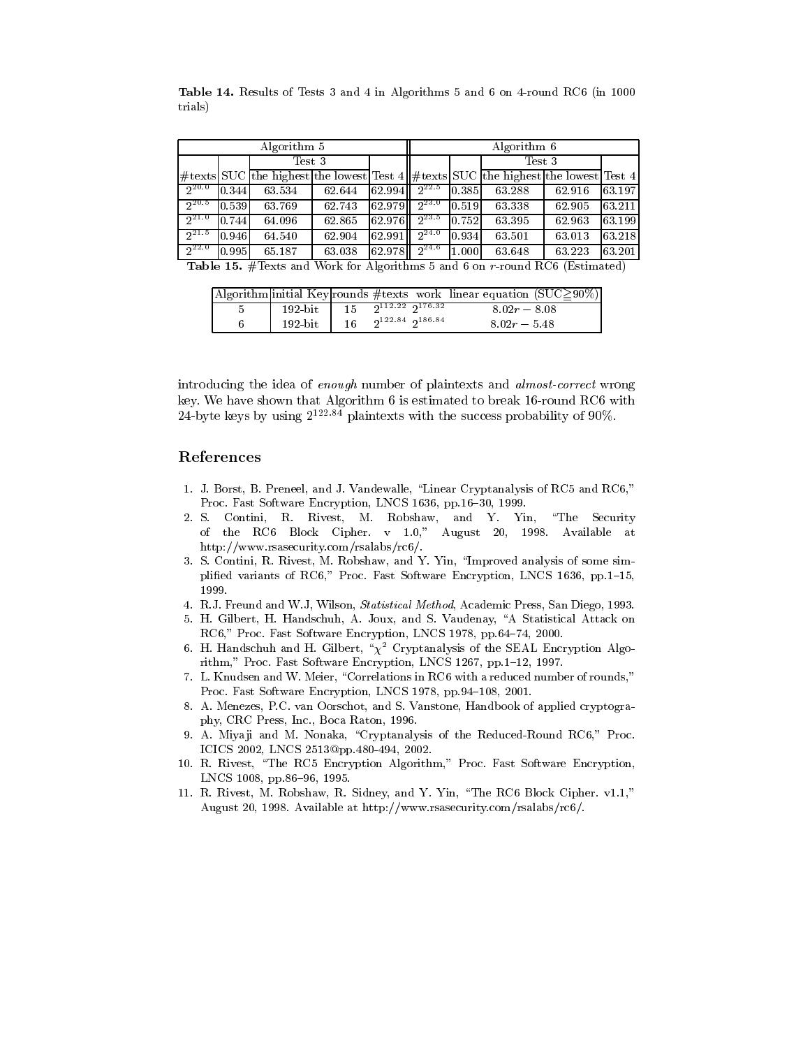**Table 14.** Results of Tests 3 and 4 in Algorithms 5 and 6 on 4-round RC6 (in 1000 trials)

| Algorithm 5 | | | | | Algorithm 6 | | | | |
|---|---|---|---|---|---|---|---|---|---|
| | | Test 3 | | | | | Test 3 | | |
| #texts | SUC | the highest | the lowest | Test 4 | #texts | SUC | the highest | the lowest | Test 4 |
| $2^{20.0}$ | 0.344 | 63.534 | 62.644 | 62.994 | $2^{22.5}$ | 0.385 | 63.288 | 62.916 | 63.197 |
| $2^{20.5}$ | 0.539 | 63.769 | 62.743 | 62.979 | $2^{23.0}$ | 0.519 | 63.338 | 62.905 | 63.211 |
| $2^{21.0}$ | 0.744 | 64.096 | 62.865 | 62.976 | $2^{23.5}$ | 0.752 | 63.395 | 62.963 | 63.199 |
| $2^{21.5}$ | 0.946 | 64.540 | 62.904 | 62.991 | $2^{24.0}$ | 0.934 | 63.501 | 63.013 | 63.218 |
| $2^{22.0}$ | 0.995 | 65.187 | 63.038 | 62.978 | $2^{24.6}$ | 1.000 | 63.648 | 63.223 | 63.201 |

**Table 15.** #Texts and Work for Algorithms 5 and 6 on $r$-round RC6 (Estimated)

| Algorithm | initial Key | rounds | #texts | work | linear equation (SUC≧90%) |
|---|---|---|---|---|---|
| 5 | 192-bit | 15 | $2^{112.22}$ | $2^{176.32}$ | $8.02r - 8.08$ |
| 6 | 192-bit | 16 | $2^{122.84}$ | $2^{186.84}$ | $8.02r - 5.48$ |

introducing the idea of *enough* number of plaintexts and *almost-correct* wrong key. We have shown that Algorithm 6 is estimated to break 16-round RC6 with 24-byte keys by using $2^{122.84}$ plaintexts with the success probability of 90%.

## References

1. J. Borst, B. Preneel, and J. Vandewalle, "Linear Cryptanalysis of RC5 and RC6," Proc. Fast Software Encryption, LNCS 1636, pp.16–30, 1999.
2. S. Contini, R. Rivest, M. Robshaw, and Y. Yin, "The Security of the RC6 Block Cipher. v 1.0," August 20, 1998. Available at http://www.rsasecurity.com/rsalabs/rc6/.
3. S. Contini, R. Rivest, M. Robshaw, and Y. Yin, "Improved analysis of some simplified variants of RC6," Proc. Fast Software Encryption, LNCS 1636, pp.1–15, 1999.
4. R.J. Freund and W.J, Wilson, *Statistical Method*, Academic Press, San Diego, 1993.
5. H. Gilbert, H. Handschuh, A. Joux, and S. Vaudenay, "A Statistical Attack on RC6," Proc. Fast Software Encryption, LNCS 1978, pp.64–74, 2000.
6. H. Handschuh and H. Gilbert, "$\chi^2$ Cryptanalysis of the SEAL Encryption Algorithm," Proc. Fast Software Encryption, LNCS 1267, pp.1–12, 1997.
7. L. Knudsen and W. Meier, "Correlations in RC6 with a reduced number of rounds," Proc. Fast Software Encryption, LNCS 1978, pp.94–108, 2001.
8. A. Menezes, P.C. van Oorschot, and S. Vanstone, Handbook of applied cryptography, CRC Press, Inc., Boca Raton, 1996.
9. A. Miyaji and M. Nonaka, "Cryptanalysis of the Reduced-Round RC6," Proc. ICICS 2002, LNCS 2513@pp.480-494, 2002.
10. R. Rivest, "The RC5 Encryption Algorithm," Proc. Fast Software Encryption, LNCS 1008, pp.86–96, 1995.
11. R. Rivest, M. Robshaw, R. Sidney, and Y. Yin, "The RC6 Block Cipher. v1.1," August 20, 1998. Available at http://www.rsasecurity.com/rsalabs/rc6/.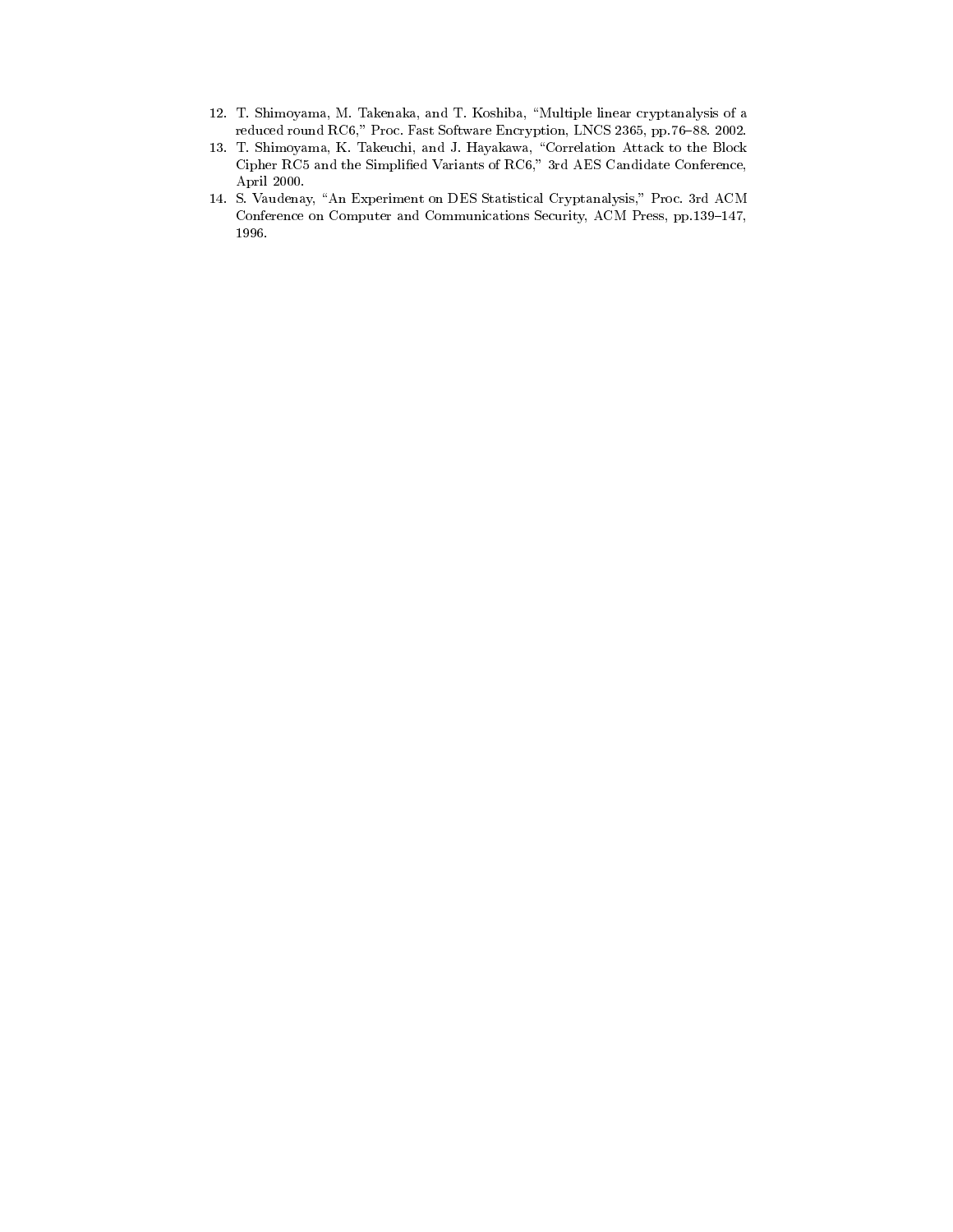12. T. Shimoyama, M. Takenaka, and T. Koshiba, “Multiple linear cryptanalysis of a reduced round RC6,” Proc. Fast Software Encryption, LNCS 2365, pp.76–88. 2002.
13. T. Shimoyama, K. Takeuchi, and J. Hayakawa, “Correlation Attack to the Block Cipher RC5 and the Simplified Variants of RC6,” 3rd AES Candidate Conference, April 2000.
14. S. Vaudenay, “An Experiment on DES Statistical Cryptanalysis,” Proc. 3rd ACM Conference on Computer and Communications Security, ACM Press, pp.139–147, 1996.